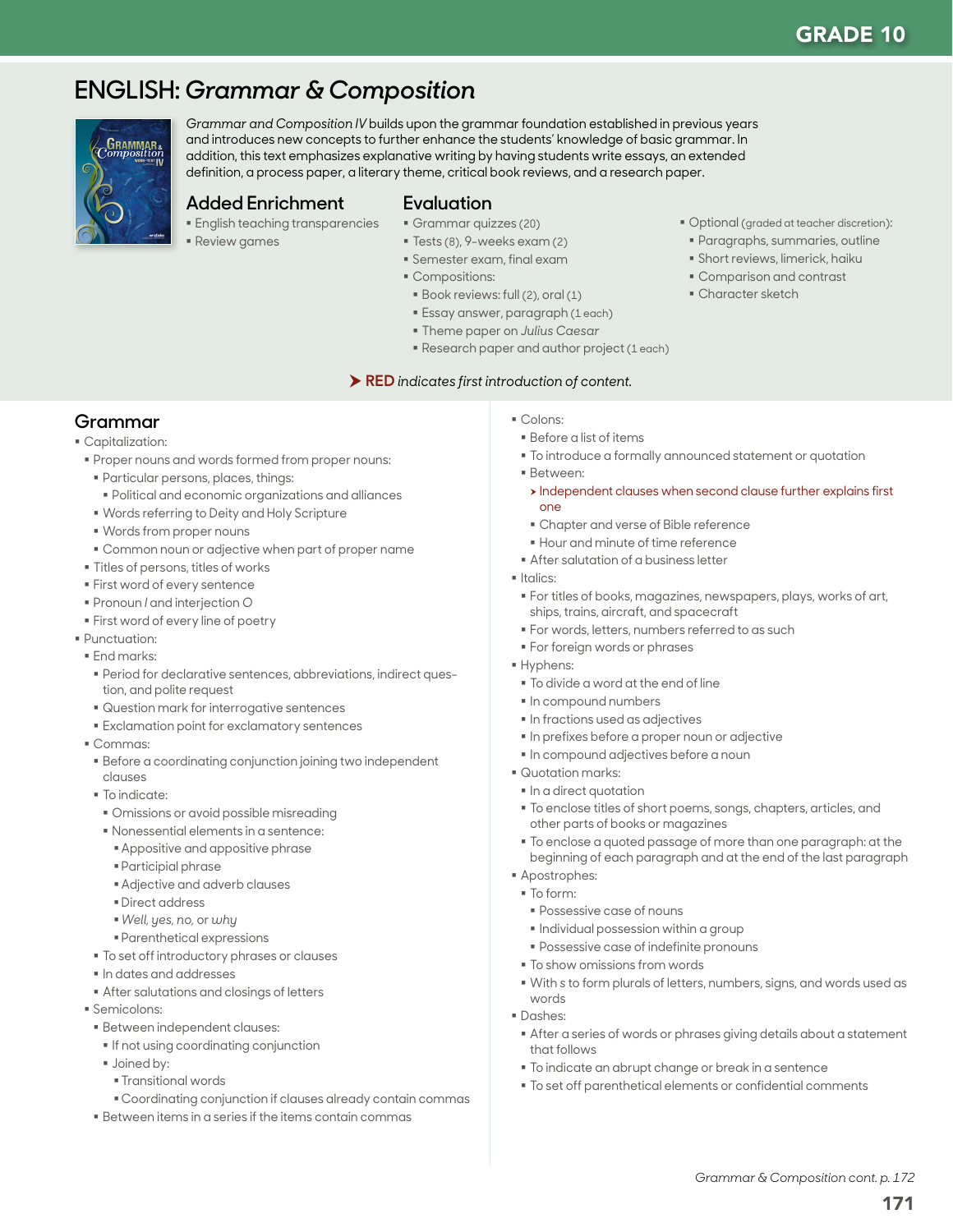GRADE 10

# ENGLISH: *Grammar & Composition*

*Grammar and Composition IV* builds upon the grammar foundation established in previous years and introduces new concepts to further enhance the students' knowledge of basic grammar. In addition, this text emphasizes explanative writing by having students write essays, an extended definition, a process paper, a literary theme, critical book reviews, and a research paper.

## Added Enrichment

- English teaching transparencies
- Review games

## Evaluation

- Grammar quizzes (20)
- Tests (8), 9-weeks exam (2)
- Semester exam, final exam
- Compositions:
  - Book reviews: full (2), oral (1)
  - Essay answer, paragraph (1 each)
  - Theme paper on *Julius Caesar*
  - Research paper and author project (1 each)
- Optional (graded at teacher discretion):
  - Paragraphs, summaries, outline
  - Short reviews, limerick, haiku
  - Comparison and contrast
  - Character sketch

➤ **RED** *indicates first introduction of content.*

## Grammar

- Capitalization:
  - Proper nouns and words formed from proper nouns:
    - Particular persons, places, things:
      - Political and economic organizations and alliances
    - Words referring to Deity and Holy Scripture
    - Words from proper nouns
    - Common noun or adjective when part of proper name
  - Titles of persons, titles of works
  - First word of every sentence
  - Pronoun *I* and interjection *O*
  - First word of every line of poetry
- Punctuation:
  - End marks:
    - Period for declarative sentences, abbreviations, indirect question, and polite request
    - Question mark for interrogative sentences
    - Exclamation point for exclamatory sentences
  - Commas:
    - Before a coordinating conjunction joining two independent clauses
    - To indicate:
      - Omissions or avoid possible misreading
      - Nonessential elements in a sentence:
        - Appositive and appositive phrase
        - Participial phrase
        - Adjective and adverb clauses
        - Direct address
        - *Well, yes, no,* or *why*
        - Parenthetical expressions
    - To set off introductory phrases or clauses
    - In dates and addresses
    - After salutations and closings of letters
  - Semicolons:
    - Between independent clauses:
      - If not using coordinating conjunction
      - Joined by:
        - Transitional words
        - Coordinating conjunction if clauses already contain commas
    - Between items in a series if the items contain commas
  - Colons:
    - Before a list of items
    - To introduce a formally announced statement or quotation
    - Between:
      - ➤ Independent clauses when second clause further explains first one
      - Chapter and verse of Bible reference
      - Hour and minute of time reference
    - After salutation of a business letter
  - Italics:
    - For titles of books, magazines, newspapers, plays, works of art, ships, trains, aircraft, and spacecraft
    - For words, letters, numbers referred to as such
    - For foreign words or phrases
  - Hyphens:
    - To divide a word at the end of line
    - In compound numbers
    - In fractions used as adjectives
    - In prefixes before a proper noun or adjective
    - In compound adjectives before a noun
  - Quotation marks:
    - In a direct quotation
    - To enclose titles of short poems, songs, chapters, articles, and other parts of books or magazines
    - To enclose a quoted passage of more than one paragraph: at the beginning of each paragraph and at the end of the last paragraph
  - Apostrophes:
    - To form:
      - Possessive case of nouns
      - Individual possession within a group
      - Possessive case of indefinite pronouns
    - To show omissions from words
    - With *s* to form plurals of letters, numbers, signs, and words used as words
  - Dashes:
    - After a series of words or phrases giving details about a statement that follows
    - To indicate an abrupt change or break in a sentence
    - To set off parenthetical elements or confidential comments

*Grammar & Composition cont. p. 172*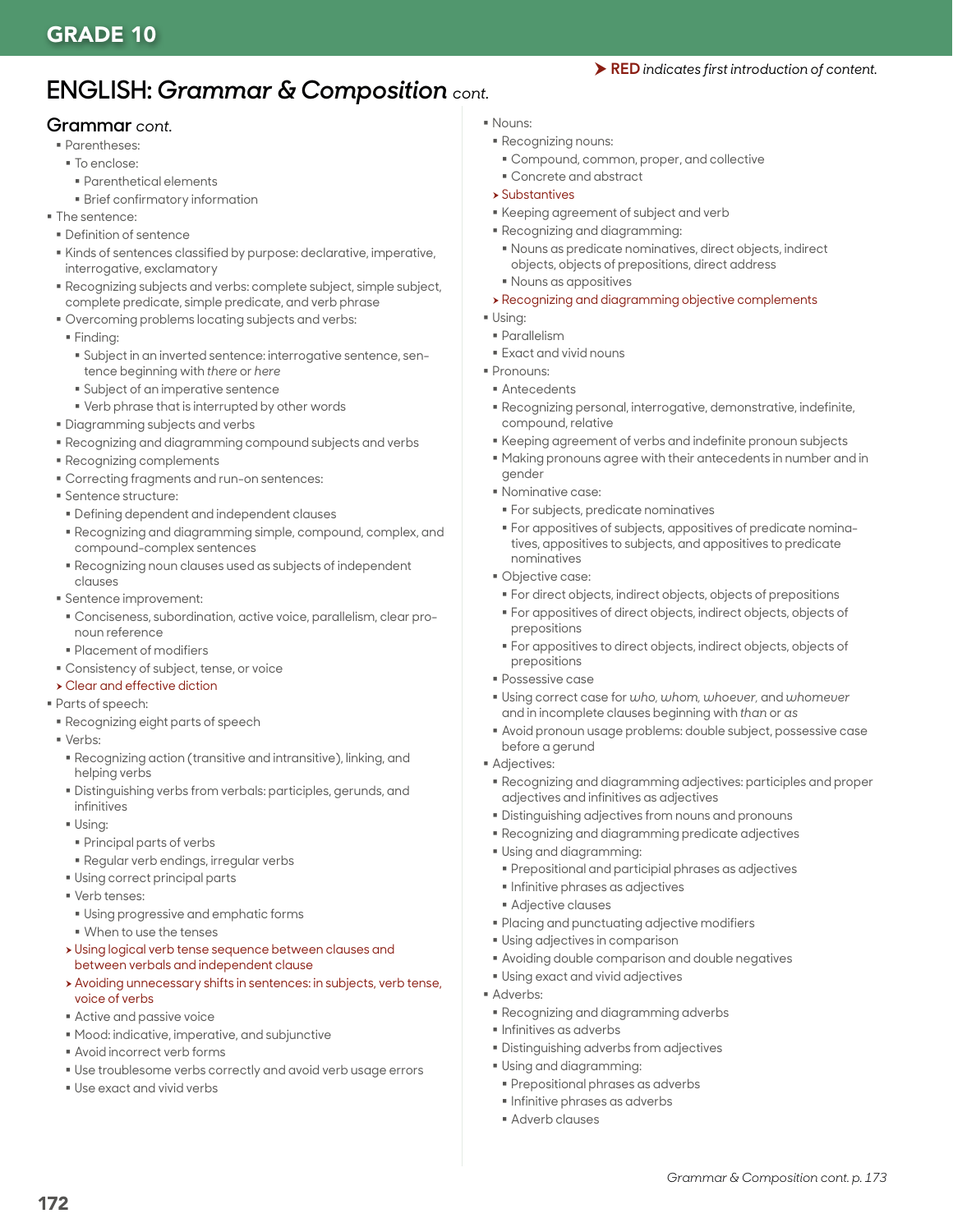# ENGLISH: *Grammar & Composition* cont.

➤ **RED** *indicates first introduction of content.*

## Grammar *cont.*

- Parentheses:
  - To enclose:
    - Parenthetical elements
    - Brief confirmatory information
- The sentence:
  - Definition of sentence
  - Kinds of sentences classified by purpose: declarative, imperative, interrogative, exclamatory
  - Recognizing subjects and verbs: complete subject, simple subject, complete predicate, simple predicate, and verb phrase
  - Overcoming problems locating subjects and verbs:
    - Finding:
      - Subject in an inverted sentence: interrogative sentence, sentence beginning with *there* or *here*
      - Subject of an imperative sentence
      - Verb phrase that is interrupted by other words
  - Diagramming subjects and verbs
  - Recognizing and diagramming compound subjects and verbs
  - Recognizing complements
  - Correcting fragments and run-on sentences:
  - Sentence structure:
    - Defining dependent and independent clauses
    - Recognizing and diagramming simple, compound, complex, and compound-complex sentences
    - Recognizing noun clauses used as subjects of independent clauses
  - Sentence improvement:
    - Conciseness, subordination, active voice, parallelism, clear pronoun reference
    - Placement of modifiers
  - Consistency of subject, tense, or voice
  - ➤ Clear and effective diction
- Parts of speech:
  - Recognizing eight parts of speech
  - Verbs:
    - Recognizing action (transitive and intransitive), linking, and helping verbs
    - Distinguishing verbs from verbals: participles, gerunds, and infinitives
    - Using:
      - Principal parts of verbs
      - Regular verb endings, irregular verbs
    - Using correct principal parts
    - Verb tenses:
      - Using progressive and emphatic forms
      - When to use the tenses
    - ➤ Using logical verb tense sequence between clauses and between verbals and independent clause
    - ➤ Avoiding unnecessary shifts in sentences: in subjects, verb tense, voice of verbs
    - Active and passive voice
    - Mood: indicative, imperative, and subjunctive
    - Avoid incorrect verb forms
    - Use troublesome verbs correctly and avoid verb usage errors
    - Use exact and vivid verbs
- Nouns:
  - Recognizing nouns:
    - Compound, common, proper, and collective
    - Concrete and abstract
  - ➤ Substantives
  - Keeping agreement of subject and verb
  - Recognizing and diagramming:
    - Nouns as predicate nominatives, direct objects, indirect objects, objects of prepositions, direct address
    - Nouns as appositives
  - ➤ Recognizing and diagramming objective complements
- Using:
  - Parallelism
  - Exact and vivid nouns
- Pronouns:
  - Antecedents
  - Recognizing personal, interrogative, demonstrative, indefinite, compound, relative
  - Keeping agreement of verbs and indefinite pronoun subjects
  - Making pronouns agree with their antecedents in number and in gender
  - Nominative case:
    - For subjects, predicate nominatives
    - For appositives of subjects, appositives of predicate nominatives, appositives to subjects, and appositives to predicate nominatives
  - Objective case:
    - For direct objects, indirect objects, objects of prepositions
    - For appositives of direct objects, indirect objects, objects of prepositions
    - For appositives to direct objects, indirect objects, objects of prepositions
  - Possessive case
  - Using correct case for *who, whom, whoever,* and *whomever* and in incomplete clauses beginning with *than* or *as*
  - Avoid pronoun usage problems: double subject, possessive case before a gerund
- Adjectives:
  - Recognizing and diagramming adjectives: participles and proper adjectives and infinitives as adjectives
  - Distinguishing adjectives from nouns and pronouns
  - Recognizing and diagramming predicate adjectives
  - Using and diagramming:
    - Prepositional and participial phrases as adjectives
    - Infinitive phrases as adjectives
    - Adjective clauses
  - Placing and punctuating adjective modifiers
  - Using adjectives in comparison
  - Avoiding double comparison and double negatives
  - Using exact and vivid adjectives
- Adverbs:
  - Recognizing and diagramming adverbs
  - Infinitives as adverbs
  - Distinguishing adverbs from adjectives
  - Using and diagramming:
    - Prepositional phrases as adverbs
    - Infinitive phrases as adverbs
    - Adverb clauses

*Grammar & Composition cont. p. 173*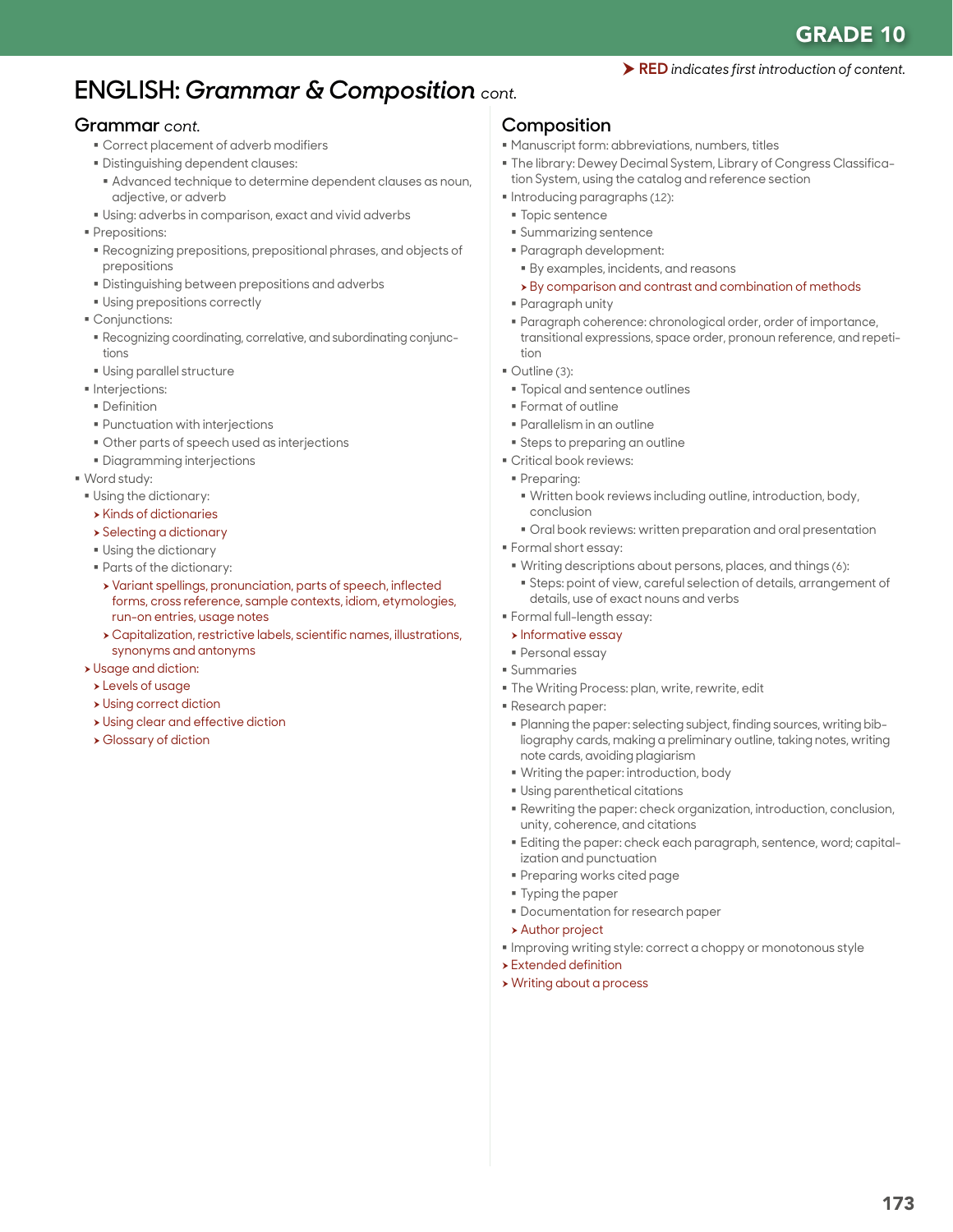**GRADE 10**

➤ **RED** *indicates first introduction of content.*

# ENGLISH: *Grammar & Composition* cont.

## Grammar *cont.*

- Correct placement of adverb modifiers
- Distinguishing dependent clauses:
  - Advanced technique to determine dependent clauses as noun, adjective, or adverb
- Using: adverbs in comparison, exact and vivid adverbs
- Prepositions:
  - Recognizing prepositions, prepositional phrases, and objects of prepositions
  - Distinguishing between prepositions and adverbs
  - Using prepositions correctly
- Conjunctions:
  - Recognizing coordinating, correlative, and subordinating conjunctions
  - Using parallel structure
- Interjections:
  - Definition
  - Punctuation with interjections
  - Other parts of speech used as interjections
  - Diagramming interjections
- Word study:
  - Using the dictionary:
    - ➤ Kinds of dictionaries
    - ➤ Selecting a dictionary
    - Using the dictionary
    - Parts of the dictionary:
      - ➤ Variant spellings, pronunciation, parts of speech, inflected forms, cross reference, sample contexts, idiom, etymologies, run-on entries, usage notes
      - ➤ Capitalization, restrictive labels, scientific names, illustrations, synonyms and antonyms
  - ➤ Usage and diction:
    - ➤ Levels of usage
    - ➤ Using correct diction
    - ➤ Using clear and effective diction
    - ➤ Glossary of diction

## Composition

- Manuscript form: abbreviations, numbers, titles
- The library: Dewey Decimal System, Library of Congress Classification System, using the catalog and reference section
- Introducing paragraphs (12):
  - Topic sentence
  - Summarizing sentence
  - Paragraph development:
    - By examples, incidents, and reasons
    - ➤ By comparison and contrast and combination of methods
  - Paragraph unity
  - Paragraph coherence: chronological order, order of importance, transitional expressions, space order, pronoun reference, and repetition
- Outline (3):
  - Topical and sentence outlines
  - Format of outline
  - Parallelism in an outline
  - Steps to preparing an outline
- Critical book reviews:
  - Preparing:
    - Written book reviews including outline, introduction, body, conclusion
    - Oral book reviews: written preparation and oral presentation
- Formal short essay:
  - Writing descriptions about persons, places, and things (6):
    - Steps: point of view, careful selection of details, arrangement of details, use of exact nouns and verbs
- Formal full-length essay:
  - ➤ Informative essay
  - Personal essay
- Summaries
- The Writing Process: plan, write, rewrite, edit
- Research paper:
  - Planning the paper: selecting subject, finding sources, writing bibliography cards, making a preliminary outline, taking notes, writing note cards, avoiding plagiarism
  - Writing the paper: introduction, body
  - Using parenthetical citations
  - Rewriting the paper: check organization, introduction, conclusion, unity, coherence, and citations
  - Editing the paper: check each paragraph, sentence, word; capitalization and punctuation
  - Preparing works cited page
  - Typing the paper
  - Documentation for research paper
  - ➤ Author project
- Improving writing style: correct a choppy or monotonous style
- ➤ Extended definition
- ➤ Writing about a process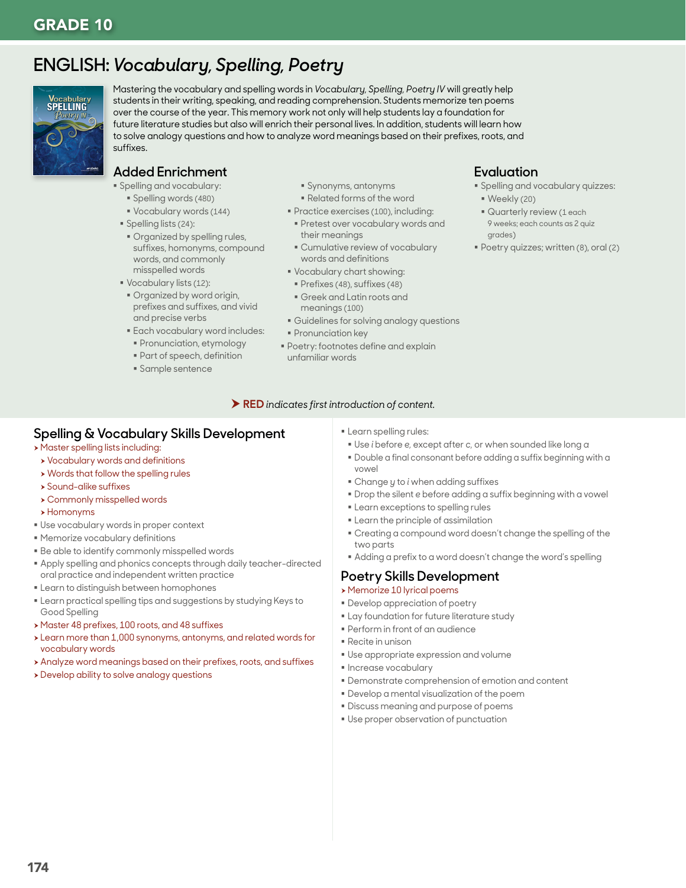## GRADE 10

# ENGLISH: *Vocabulary, Spelling, Poetry*

Mastering the vocabulary and spelling words in *Vocabulary, Spelling, Poetry IV* will greatly help students in their writing, speaking, and reading comprehension. Students memorize ten poems over the course of the year. This memory work not only will help students lay a foundation for future literature studies but also will enrich their personal lives. In addition, students will learn how to solve analogy questions and how to analyze word meanings based on their prefixes, roots, and suffixes.

### Added Enrichment

- Spelling and vocabulary:
  - Spelling words (480)
  - Vocabulary words (144)
- Spelling lists (24):
  - Organized by spelling rules, suffixes, homonyms, compound words, and commonly misspelled words
- Vocabulary lists (12):
  - Organized by word origin, prefixes and suffixes, and vivid and precise verbs
  - Each vocabulary word includes:
    - Pronunciation, etymology
    - Part of speech, definition
    - Sample sentence
    - Synonyms, antonyms
    - Related forms of the word
- Practice exercises (100), including:
  - Pretest over vocabulary words and their meanings
  - Cumulative review of vocabulary words and definitions
- Vocabulary chart showing:
  - Prefixes (48), suffixes (48)
  - Greek and Latin roots and meanings (100)
- Guidelines for solving analogy questions
- Pronunciation key
- Poetry: footnotes define and explain unfamiliar words

### Evaluation

- Spelling and vocabulary quizzes:
  - Weekly (20)
  - Quarterly review (1 each 9 weeks; each counts as 2 quiz grades)
- Poetry quizzes; written (8), oral (2)

➤ **RED** *indicates first introduction of content.*

## Spelling & Vocabulary Skills Development

- ➤ Master spelling lists including:
  - ➤ Vocabulary words and definitions
  - ➤ Words that follow the spelling rules
  - ➤ Sound-alike suffixes
  - ➤ Commonly misspelled words
  - ➤ Homonyms
- Use vocabulary words in proper context
- Memorize vocabulary definitions
- Be able to identify commonly misspelled words
- Apply spelling and phonics concepts through daily teacher-directed oral practice and independent written practice
- Learn to distinguish between homophones
- Learn practical spelling tips and suggestions by studying Keys to Good Spelling
- ➤ Master 48 prefixes, 100 roots, and 48 suffixes
- ➤ Learn more than 1,000 synonyms, antonyms, and related words for vocabulary words
- ➤ Analyze word meanings based on their prefixes, roots, and suffixes
- ➤ Develop ability to solve analogy questions
- Learn spelling rules:
  - Use *i* before *e,* except after *c,* or when sounded like long *a*
  - Double a final consonant before adding a suffix beginning with a vowel
  - Change *y* to *i* when adding suffixes
  - Drop the silent *e* before adding a suffix beginning with a vowel
  - Learn exceptions to spelling rules
  - Learn the principle of assimilation
  - Creating a compound word doesn't change the spelling of the two parts
  - Adding a prefix to a word doesn't change the word's spelling

## Poetry Skills Development

- ➤ Memorize 10 lyrical poems
- Develop appreciation of poetry
- Lay foundation for future literature study
- Perform in front of an audience
- Recite in unison
- Use appropriate expression and volume
- Increase vocabulary
- Demonstrate comprehension of emotion and content
- Develop a mental visualization of the poem
- Discuss meaning and purpose of poems
- Use proper observation of punctuation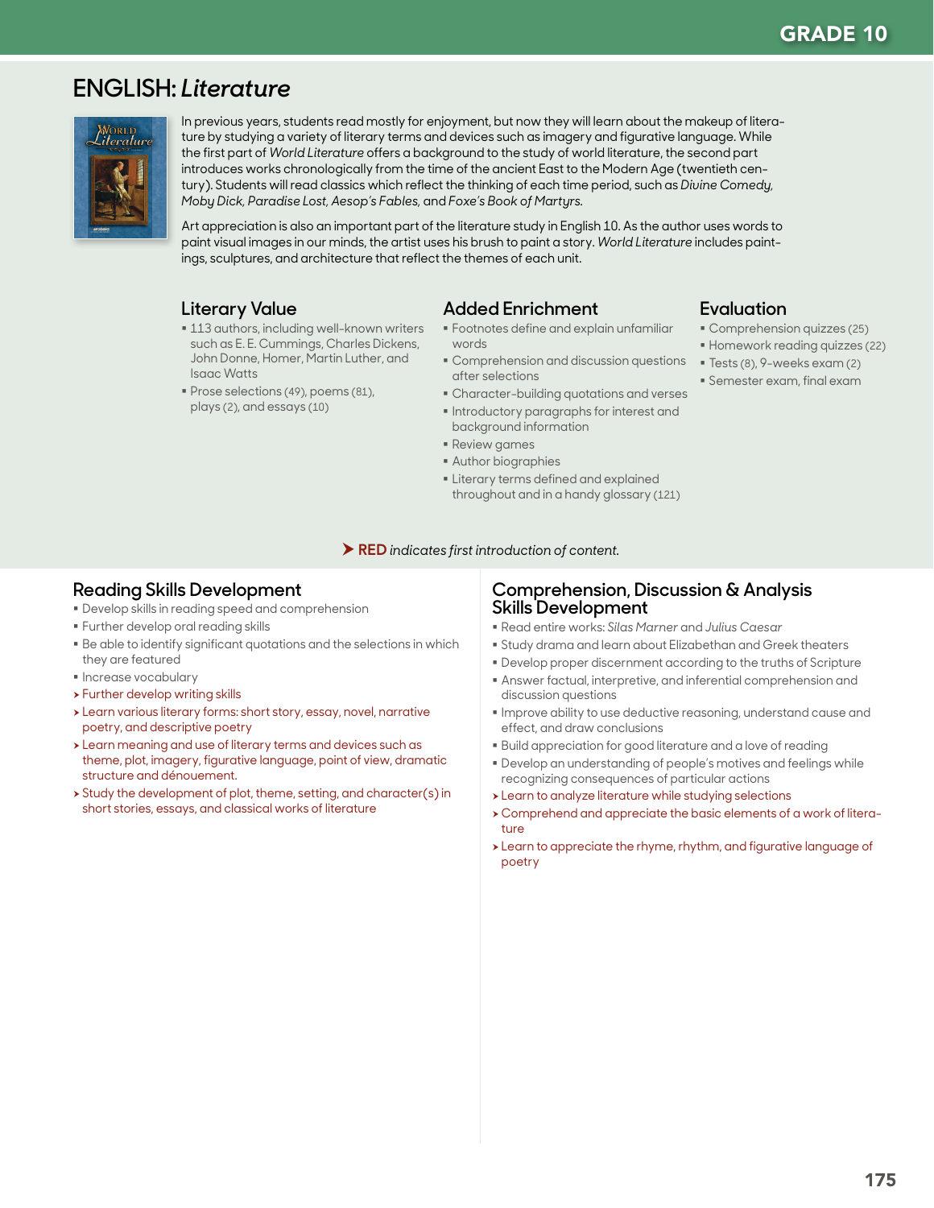# GRADE 10

## ENGLISH: *Literature*

In previous years, students read mostly for enjoyment, but now they will learn about the makeup of literature by studying a variety of literary terms and devices such as imagery and figurative language. While the first part of *World Literature* offers a background to the study of world literature, the second part introduces works chronologically from the time of the ancient East to the Modern Age (twentieth century). Students will read classics which reflect the thinking of each time period, such as *Divine Comedy, Moby Dick, Paradise Lost, Aesop's Fables,* and *Foxe's Book of Martyrs.*

Art appreciation is also an important part of the literature study in English 10. As the author uses words to paint visual images in our minds, the artist uses his brush to paint a story. *World Literature* includes paintings, sculptures, and architecture that reflect the themes of each unit.

### Literary Value

- 113 authors, including well-known writers such as E. E. Cummings, Charles Dickens, John Donne, Homer, Martin Luther, and Isaac Watts
- Prose selections (49), poems (81), plays (2), and essays (10)

### Added Enrichment

- Footnotes define and explain unfamiliar words
- Comprehension and discussion questions after selections
- Character-building quotations and verses
- Introductory paragraphs for interest and background information
- Review games
- Author biographies
- Literary terms defined and explained throughout and in a handy glossary (121)

### Evaluation

- Comprehension quizzes (25)
- Homework reading quizzes (22)
- Tests (8), 9-weeks exam (2)
- Semester exam, final exam

➤ **RED** *indicates first introduction of content.*

### Reading Skills Development

- Develop skills in reading speed and comprehension
- Further develop oral reading skills
- Be able to identify significant quotations and the selections in which they are featured
- Increase vocabulary
- ➤ Further develop writing skills
- ➤ Learn various literary forms: short story, essay, novel, narrative poetry, and descriptive poetry
- ➤ Learn meaning and use of literary terms and devices such as theme, plot, imagery, figurative language, point of view, dramatic structure and dénouement.
- ➤ Study the development of plot, theme, setting, and character(s) in short stories, essays, and classical works of literature

### Comprehension, Discussion & Analysis Skills Development

- Read entire works: *Silas Marner* and *Julius Caesar*
- Study drama and learn about Elizabethan and Greek theaters
- Develop proper discernment according to the truths of Scripture
- Answer factual, interpretive, and inferential comprehension and discussion questions
- Improve ability to use deductive reasoning, understand cause and effect, and draw conclusions
- Build appreciation for good literature and a love of reading
- Develop an understanding of people's motives and feelings while recognizing consequences of particular actions
- ➤ Learn to analyze literature while studying selections
- ➤ Comprehend and appreciate the basic elements of a work of literature
- ➤ Learn to appreciate the rhyme, rhythm, and figurative language of poetry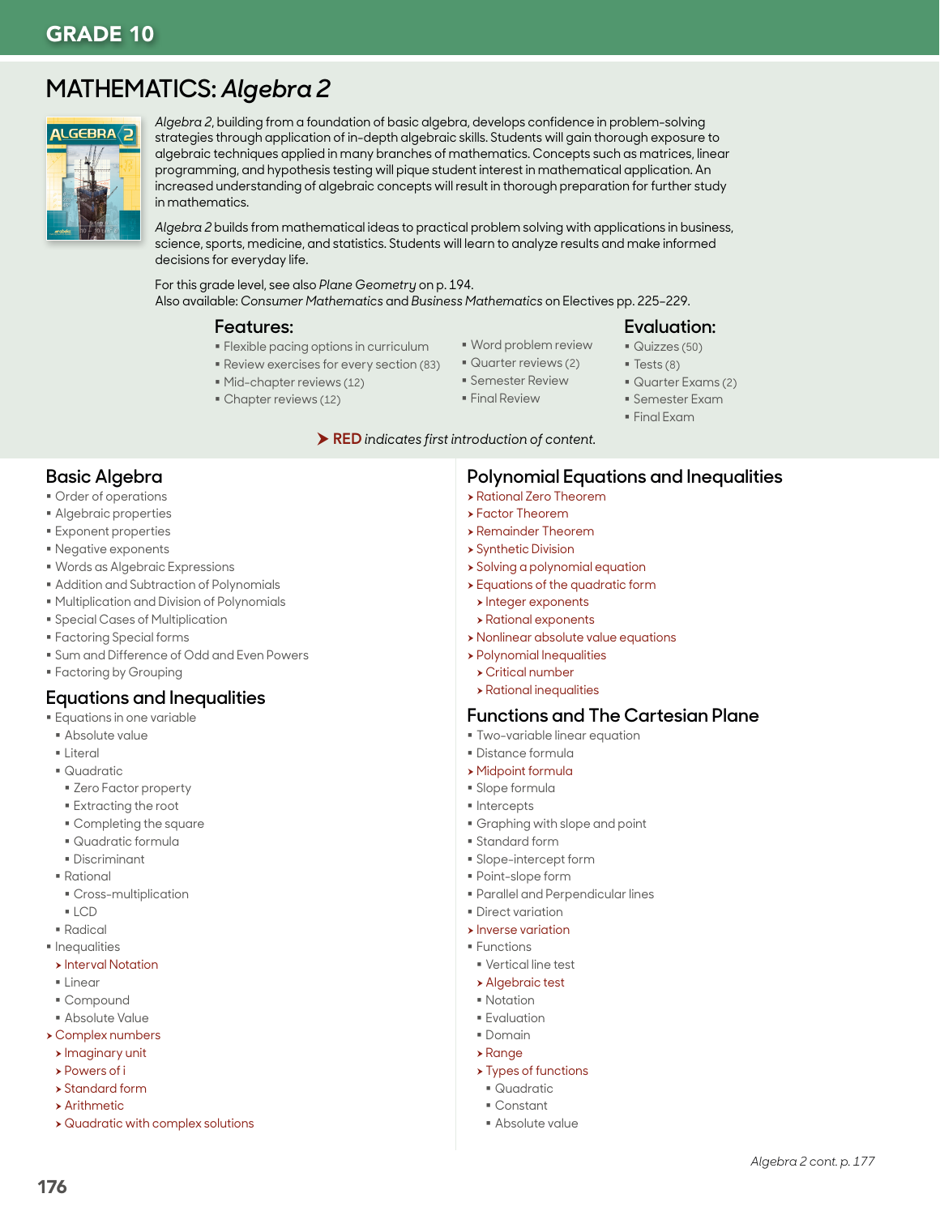# GRADE 10

## MATHEMATICS: *Algebra 2*

*Algebra 2*, building from a foundation of basic algebra, develops confidence in problem-solving strategies through application of in-depth algebraic skills. Students will gain thorough exposure to algebraic techniques applied in many branches of mathematics. Concepts such as matrices, linear programming, and hypothesis testing will pique student interest in mathematical application. An increased understanding of algebraic concepts will result in thorough preparation for further study in mathematics.

*Algebra 2* builds from mathematical ideas to practical problem solving with applications in business, science, sports, medicine, and statistics. Students will learn to analyze results and make informed decisions for everyday life.

For this grade level, see also *Plane Geometry* on p. 194.
Also available: *Consumer Mathematics* and *Business Mathematics* on Electives pp. 225–229.

### Features:

- Flexible pacing options in curriculum
- Review exercises for every section (83)
- Mid-chapter reviews (12)
- Chapter reviews (12)
- Word problem review
- Quarter reviews (2)
- Semester Review
- Final Review

### Evaluation:

- Quizzes (50)
- Tests (8)
- Quarter Exams (2)
- Semester Exam
- Final Exam

➤ **RED** *indicates first introduction of content.*

### Basic Algebra

- Order of operations
- Algebraic properties
- Exponent properties
- Negative exponents
- Words as Algebraic Expressions
- Addition and Subtraction of Polynomials
- Multiplication and Division of Polynomials
- Special Cases of Multiplication
- Factoring Special forms
- Sum and Difference of Odd and Even Powers
- Factoring by Grouping

### Equations and Inequalities

- Equations in one variable
  - Absolute value
  - Literal
  - Quadratic
    - Zero Factor property
    - Extracting the root
    - Completing the square
    - Quadratic formula
    - Discriminant
  - Rational
    - Cross-multiplication
    - LCD
  - Radical
- Inequalities
  - ➤ Interval Notation
  - Linear
  - Compound
  - Absolute Value
- ➤ Complex numbers
  - ➤ Imaginary unit
  - ➤ Powers of i
  - ➤ Standard form
  - ➤ Arithmetic
  - ➤ Quadratic with complex solutions

### Polynomial Equations and Inequalities

- ➤ Rational Zero Theorem
- ➤ Factor Theorem
- ➤ Remainder Theorem
- ➤ Synthetic Division
- ➤ Solving a polynomial equation
- ➤ Equations of the quadratic form
  - ➤ Integer exponents
  - ➤ Rational exponents
- ➤ Nonlinear absolute value equations
- ➤ Polynomial Inequalities
  - ➤ Critical number
  - ➤ Rational inequalities

### Functions and The Cartesian Plane

- Two-variable linear equation
- Distance formula
- ➤ Midpoint formula
- Slope formula
- Intercepts
- Graphing with slope and point
- Standard form
- Slope-intercept form
- Point-slope form
- Parallel and Perpendicular lines
- Direct variation
- ➤ Inverse variation
- Functions
  - Vertical line test
  - ➤ Algebraic test
  - Notation
  - Evaluation
  - Domain
  - ➤ Range
  - ➤ Types of functions
    - Quadratic
    - Constant
    - Absolute value

*Algebra 2 cont. p. 177*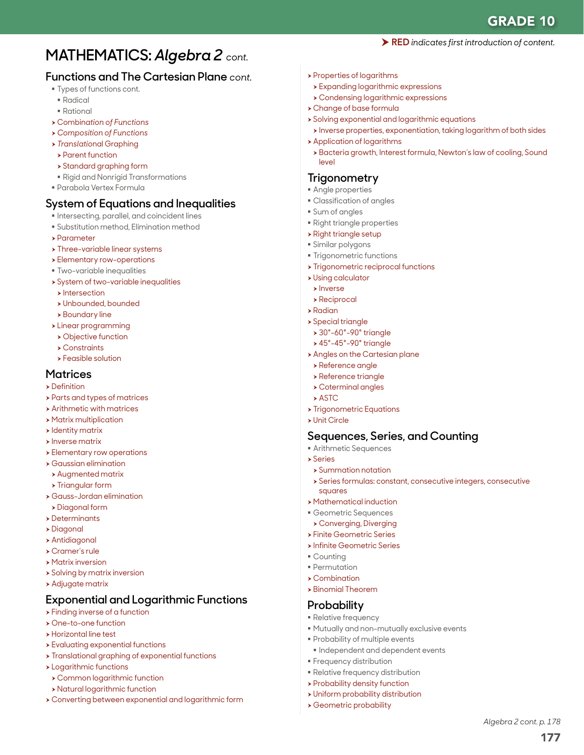**➤ RED** *indicates first introduction of content.*

# MATHEMATICS: *Algebra 2* cont.

## Functions and The Cartesian Plane *cont.*

- Types of functions cont.
  - Radical
  - Rational
- ➤ *Combination of Functions*
- ➤ *Composition of Functions*
- ➤ *Translational* Graphing
  - ➤ Parent function
  - ➤ Standard graphing form
  - Rigid and Nonrigid Transformations
- Parabola Vertex Formula

## System of Equations and Inequalities

- Intersecting, parallel, and coincident lines
- Substitution method, Elimination method
- ➤ Parameter
- ➤ Three-variable linear systems
- ➤ Elementary row-operations
- Two-variable inequalities
- ➤ System of two-variable inequalities
  - ➤ Intersection
  - ➤ Unbounded, bounded
  - ➤ Boundary line
- ➤ Linear programming
  - ➤ Objective function
  - ➤ Constraints
  - ➤ Feasible solution

## Matrices

- ➤ Definition
- ➤ Parts and types of matrices
- ➤ Arithmetic with matrices
- ➤ Matrix multiplication
- ➤ Identity matrix
- ➤ Inverse matrix
- ➤ Elementary row operations
- ➤ Gaussian elimination
  - ➤ Augmented matrix
  - ➤ Triangular form
- ➤ Gauss-Jordan elimination
  - ➤ Diagonal form
- ➤ Determinants
- ➤ Diagonal
- ➤ Antidiagonal
- ➤ Cramer's rule
- ➤ Matrix inversion
- ➤ Solving by matrix inversion
- ➤ Adjugate matrix

## Exponential and Logarithmic Functions

- ➤ Finding inverse of a function
- ➤ One-to-one function
- ➤ Horizontal line test
- ➤ Evaluating exponential functions
- ➤ Translational graphing of exponential functions
- ➤ Logarithmic functions
  - ➤ Common logarithmic function
  - ➤ Natural logarithmic function
- ➤ Converting between exponential and logarithmic form
- ➤ Properties of logarithms
  - ➤ Expanding logarithmic expressions
  - ➤ Condensing logarithmic expressions
- ➤ Change of base formula
- ➤ Solving exponential and logarithmic equations
  - ➤ Inverse properties, exponentiation, taking logarithm of both sides
- ➤ Application of logarithms
  - ➤ Bacteria growth, Interest formula, Newton's law of cooling, Sound level

## Trigonometry

- Angle properties
- Classification of angles
- Sum of angles
- Right triangle properties
- ➤ Right triangle setup
- Similar polygons
- Trigonometric functions
- ➤ Trigonometric reciprocal functions
- ➤ Using calculator
  - ➤ Inverse
  - ➤ Reciprocal
- ➤ Radian
- ➤ Special triangle
  - ➤ 30°-60°-90° triangle
  - ➤ 45°-45°-90° triangle
- ➤ Angles on the Cartesian plane
  - ➤ Reference angle
  - ➤ Reference triangle
  - ➤ Coterminal angles
  - ➤ ASTC
- ➤ Trigonometric Equations
- ➤ Unit Circle

## Sequences, Series, and Counting

- Arithmetic Sequences
- ➤ Series
  - ➤ Summation notation
  - ➤ Series formulas: constant, consecutive integers, consecutive squares
- ➤ Mathematical induction
- Geometric Sequences
  - ➤ Converging, Diverging
- ➤ Finite Geometric Series
- ➤ Infinite Geometric Series
- Counting
- Permutation
- ➤ Combination
- ➤ Binomial Theorem

## Probability

- Relative frequency
- Mutually and non-mutually exclusive events
- Probability of multiple events
  - Independent and dependent events
- Frequency distribution
- Relative frequency distribution
- ➤ Probability density function
- ➤ Uniform probability distribution
- ➤ Geometric probability

*Algebra 2 cont. p. 178*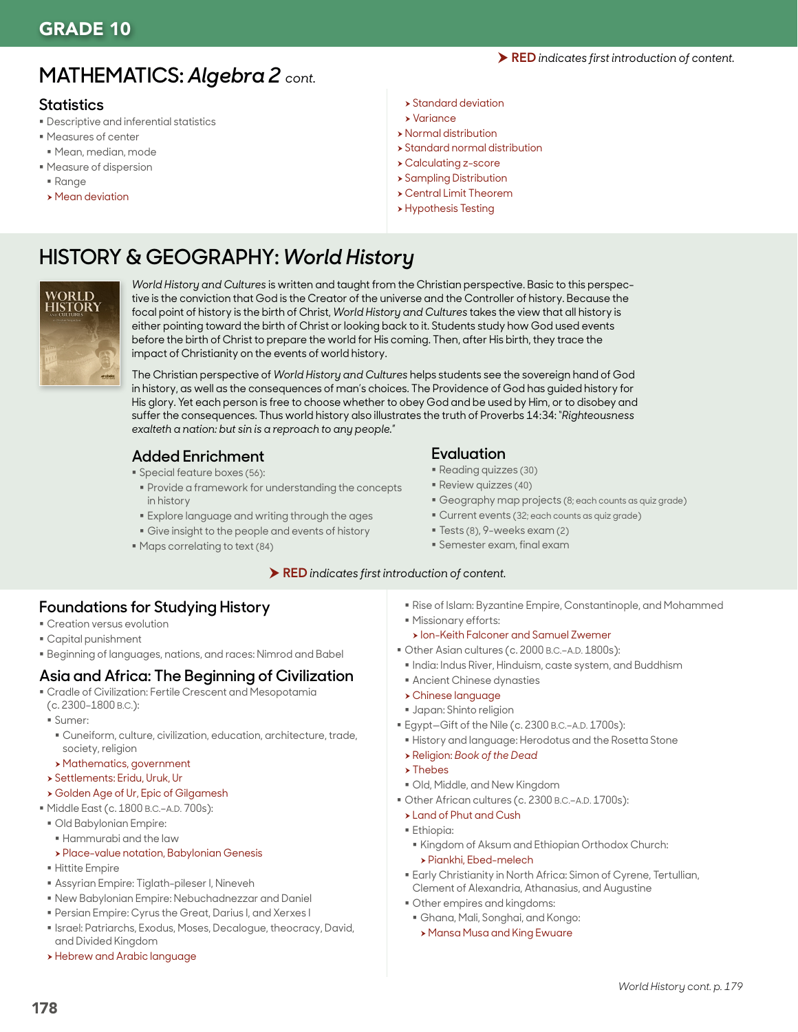## GRADE 10

➤ **RED** *indicates first introduction of content.*

# MATHEMATICS: *Algebra 2* cont.

### Statistics

- Descriptive and inferential statistics
- Measures of center
  - Mean, median, mode
- Measure of dispersion
  - Range
  - ➤ Mean deviation
  - ➤ Standard deviation
  - ➤ Variance
- ➤ Normal distribution
- ➤ Standard normal distribution
- ➤ Calculating z-score
- ➤ Sampling Distribution
- ➤ Central Limit Theorem
- ➤ Hypothesis Testing

# HISTORY & GEOGRAPHY: *World History*

*World History and Cultures* is written and taught from the Christian perspective. Basic to this perspective is the conviction that God is the Creator of the universe and the Controller of history. Because the focal point of history is the birth of Christ, *World History and Cultures* takes the view that all history is either pointing toward the birth of Christ or looking back to it. Students study how God used events before the birth of Christ to prepare the world for His coming. Then, after His birth, they trace the impact of Christianity on the events of world history.

The Christian perspective of *World History and Cultures* helps students see the sovereign hand of God in history, as well as the consequences of man's choices. The Providence of God has guided history for His glory. Yet each person is free to choose whether to obey God and be used by Him, or to disobey and suffer the consequences. Thus world history also illustrates the truth of Proverbs 14:34: "*Righteousness exalteth a nation: but sin is a reproach to any people.*"

### Added Enrichment

- Special feature boxes (56):
  - Provide a framework for understanding the concepts in history
  - Explore language and writing through the ages
  - Give insight to the people and events of history
- Maps correlating to text (84)

### Evaluation

- Reading quizzes (30)
- Review quizzes (40)
- Geography map projects (8; each counts as quiz grade)
- Current events (32; each counts as quiz grade)
- Tests (8), 9-weeks exam (2)
- Semester exam, final exam

➤ **RED** *indicates first introduction of content.*

### Foundations for Studying History

- Creation versus evolution
- Capital punishment
- Beginning of languages, nations, and races: Nimrod and Babel

### Asia and Africa: The Beginning of Civilization

- Cradle of Civilization: Fertile Crescent and Mesopotamia (c. 2300–1800 B.C.):
  - Sumer:
    - Cuneiform, culture, civilization, education, architecture, trade, society, religion
    - ➤ Mathematics, government
  - ➤ Settlements: Eridu, Uruk, Ur
  - ➤ Golden Age of Ur, Epic of Gilgamesh
- Middle East (c. 1800 B.C.–A.D. 700s):
  - Old Babylonian Empire:
    - Hammurabi and the law
    - ➤ Place-value notation, Babylonian Genesis
  - Hittite Empire
  - Assyrian Empire: Tiglath-pileser I, Nineveh
  - New Babylonian Empire: Nebuchadnezzar and Daniel
  - Persian Empire: Cyrus the Great, Darius I, and Xerxes I
  - Israel: Patriarchs, Exodus, Moses, Decalogue, theocracy, David, and Divided Kingdom
  - ➤ Hebrew and Arabic language
  - Rise of Islam: Byzantine Empire, Constantinople, and Mohammed
  - Missionary efforts:
    - ➤ Ion-Keith Falconer and Samuel Zwemer
- Other Asian cultures (c. 2000 B.C.–A.D. 1800s):
  - India: Indus River, Hinduism, caste system, and Buddhism
  - Ancient Chinese dynasties
  - ➤ Chinese language
  - Japan: Shinto religion
- Egypt—Gift of the Nile (c. 2300 B.C.–A.D. 1700s):
  - History and language: Herodotus and the Rosetta Stone
  - ➤ Religion: *Book of the Dead*
  - ➤ Thebes
  - Old, Middle, and New Kingdom
- Other African cultures (c. 2300 B.C.–A.D. 1700s):
  - ➤ Land of Phut and Cush
  - Ethiopia:
    - Kingdom of Aksum and Ethiopian Orthodox Church:
      - ➤ Piankhi, Ebed-melech
  - Early Christianity in North Africa: Simon of Cyrene, Tertullian, Clement of Alexandria, Athanasius, and Augustine
  - Other empires and kingdoms:
    - Ghana, Mali, Songhai, and Kongo:
      - ➤ Mansa Musa and King Ewuare

*World History cont. p. 179*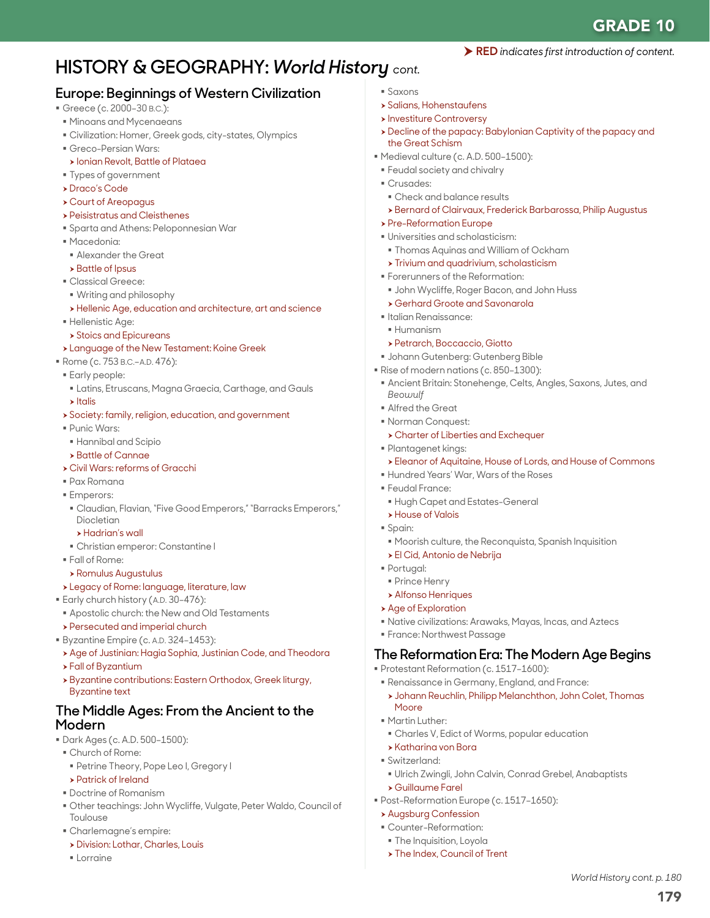➤ **RED** *indicates first introduction of content.*

# HISTORY & GEOGRAPHY: *World History* cont.

## Europe: Beginnings of Western Civilization

- Greece (c. 2000–30 B.C.):
  - Minoans and Mycenaeans
  - Civilization: Homer, Greek gods, city-states, Olympics
  - Greco-Persian Wars:
    - ➤ Ionian Revolt, Battle of Plataea
  - Types of government
  - ➤ Draco's Code
  - ➤ Court of Areopagus
  - ➤ Peisistratus and Cleisthenes
  - Sparta and Athens: Peloponnesian War
  - Macedonia:
    - Alexander the Great
    - ➤ Battle of Ipsus
  - Classical Greece:
    - Writing and philosophy
    - ➤ Hellenic Age, education and architecture, art and science
  - Hellenistic Age:
    - ➤ Stoics and Epicureans
  - ➤ Language of the New Testament: Koine Greek
- Rome (c. 753 B.C.–A.D. 476):
  - Early people:
    - Latins, Etruscans, Magna Graecia, Carthage, and Gauls
    - ➤ Italis
  - ➤ Society: family, religion, education, and government
  - Punic Wars:
    - Hannibal and Scipio
    - ➤ Battle of Cannae
  - ➤ Civil Wars: reforms of Gracchi
  - Pax Romana
  - Emperors:
    - Claudian, Flavian, "Five Good Emperors," "Barracks Emperors," Diocletian
      - ➤ Hadrian's wall
    - Christian emperor: Constantine I
  - Fall of Rome:
    - ➤ Romulus Augustulus
  - ➤ Legacy of Rome: language, literature, law
- Early church history (A.D. 30–476):
  - Apostolic church: the New and Old Testaments
  - ➤ Persecuted and imperial church
- Byzantine Empire (c. A.D. 324–1453):
  - ➤ Age of Justinian: Hagia Sophia, Justinian Code, and Theodora
  - ➤ Fall of Byzantium
  - ➤ Byzantine contributions: Eastern Orthodox, Greek liturgy, Byzantine text

## The Middle Ages: From the Ancient to the Modern

- Dark Ages (c. A.D. 500–1500):
  - Church of Rome:
    - Petrine Theory, Pope Leo I, Gregory I
    - ➤ Patrick of Ireland
  - Doctrine of Romanism
  - Other teachings: John Wycliffe, Vulgate, Peter Waldo, Council of Toulouse
  - Charlemagne's empire:
    - ➤ Division: Lothar, Charles, Louis
    - Lorraine
    - Saxons
  - ➤ Salians, Hohenstaufens
  - ➤ Investiture Controversy
  - ➤ Decline of the papacy: Babylonian Captivity of the papacy and the Great Schism
- Medieval culture (c. A.D. 500–1500):
  - Feudal society and chivalry
  - Crusades:
    - Check and balance results
    - ➤ Bernard of Clairvaux, Frederick Barbarossa, Philip Augustus
  - ➤ Pre-Reformation Europe
  - Universities and scholasticism:
    - Thomas Aquinas and William of Ockham
    - ➤ Trivium and quadrivium, scholasticism
  - Forerunners of the Reformation:
    - John Wycliffe, Roger Bacon, and John Huss
    - ➤ Gerhard Groote and Savonarola
  - Italian Renaissance:
    - Humanism
    - ➤ Petrarch, Boccaccio, Giotto
  - Johann Gutenberg: Gutenberg Bible
- Rise of modern nations (c. 850–1300):
  - Ancient Britain: Stonehenge, Celts, Angles, Saxons, Jutes, and *Beowulf*
  - Alfred the Great
  - Norman Conquest:
    - ➤ Charter of Liberties and Exchequer
  - Plantagenet kings:
    - ➤ Eleanor of Aquitaine, House of Lords, and House of Commons
  - Hundred Years' War, Wars of the Roses
  - Feudal France:
    - Hugh Capet and Estates-General
    - ➤ House of Valois
  - Spain:
    - Moorish culture, the Reconquista, Spanish Inquisition
    - ➤ El Cid, Antonio de Nebrija
  - Portugal:
    - Prince Henry
    - ➤ Alfonso Henriques
  - ➤ Age of Exploration
  - Native civilizations: Arawaks, Mayas, Incas, and Aztecs
  - France: Northwest Passage

## The Reformation Era: The Modern Age Begins

- Protestant Reformation (c. 1517–1600):
  - Renaissance in Germany, England, and France:
    - ➤ Johann Reuchlin, Philipp Melanchthon, John Colet, Thomas Moore
  - Martin Luther:
    - Charles V, Edict of Worms, popular education
    - ➤ Katharina von Bora
  - Switzerland:
    - Ulrich Zwingli, John Calvin, Conrad Grebel, Anabaptists
    - ➤ Guillaume Farel
- Post-Reformation Europe (c. 1517–1650):
  - ➤ Augsburg Confession
  - Counter-Reformation:
    - The Inquisition, Loyola
    - ➤ The Index, Council of Trent

*World History cont. p. 180*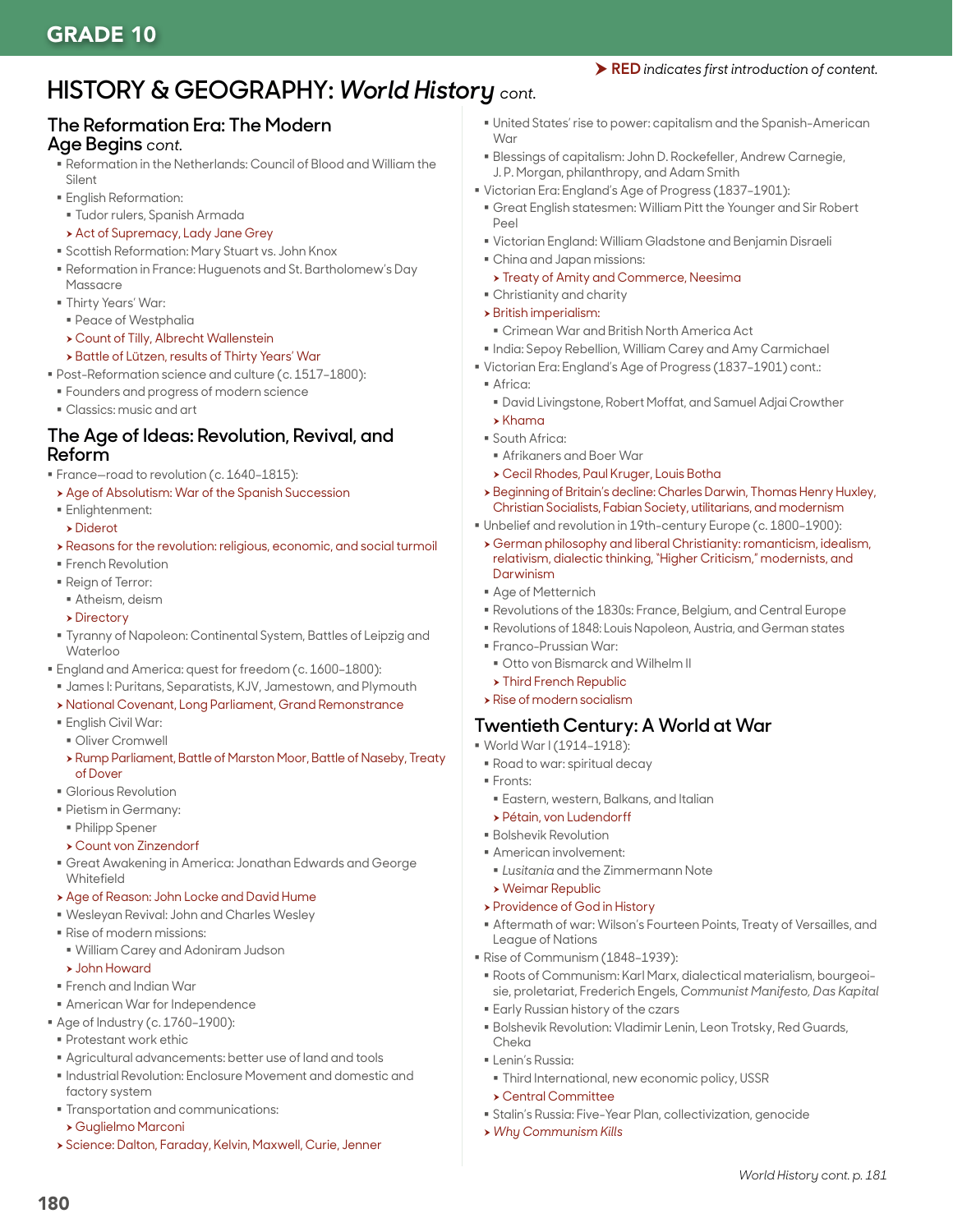GRADE 10

➤ **RED** *indicates first introduction of content.*

# HISTORY & GEOGRAPHY: *World History* cont.

## The Reformation Era: The Modern Age Begins *cont.*

- Reformation in the Netherlands: Council of Blood and William the Silent
- English Reformation:
  - Tudor rulers, Spanish Armada
  - ➤ Act of Supremacy, Lady Jane Grey
- Scottish Reformation: Mary Stuart vs. John Knox
- Reformation in France: Huguenots and St. Bartholomew's Day Massacre
- Thirty Years' War:
  - Peace of Westphalia
  - ➤ Count of Tilly, Albrecht Wallenstein
  - ➤ Battle of Lützen, results of Thirty Years' War
- Post-Reformation science and culture (c. 1517–1800):
  - Founders and progress of modern science
  - Classics: music and art

## The Age of Ideas: Revolution, Revival, and Reform

- France—road to revolution (c. 1640–1815):
  - ➤ Age of Absolutism: War of the Spanish Succession
  - Enlightenment:
    - ➤ Diderot
  - ➤ Reasons for the revolution: religious, economic, and social turmoil
  - French Revolution
  - Reign of Terror:
    - Atheism, deism
    - ➤ Directory
  - Tyranny of Napoleon: Continental System, Battles of Leipzig and Waterloo
- England and America: quest for freedom (c. 1600–1800):
  - James I: Puritans, Separatists, KJV, Jamestown, and Plymouth
  - ➤ National Covenant, Long Parliament, Grand Remonstrance
  - English Civil War:
    - Oliver Cromwell
    - ➤ Rump Parliament, Battle of Marston Moor, Battle of Naseby, Treaty of Dover
  - Glorious Revolution
  - Pietism in Germany:
    - Philipp Spener
    - ➤ Count von Zinzendorf
  - Great Awakening in America: Jonathan Edwards and George Whitefield
  - ➤ Age of Reason: John Locke and David Hume
  - Wesleyan Revival: John and Charles Wesley
  - Rise of modern missions:
    - William Carey and Adoniram Judson
    - ➤ John Howard
  - French and Indian War
  - American War for Independence
- Age of Industry (c. 1760–1900):
  - Protestant work ethic
  - Agricultural advancements: better use of land and tools
  - Industrial Revolution: Enclosure Movement and domestic and factory system
  - Transportation and communications:
    - ➤ Guglielmo Marconi
  - ➤ Science: Dalton, Faraday, Kelvin, Maxwell, Curie, Jenner
  - United States' rise to power: capitalism and the Spanish-American War
  - Blessings of capitalism: John D. Rockefeller, Andrew Carnegie, J. P. Morgan, philanthropy, and Adam Smith
- Victorian Era: England's Age of Progress (1837–1901):
  - Great English statesmen: William Pitt the Younger and Sir Robert Peel
  - Victorian England: William Gladstone and Benjamin Disraeli
  - China and Japan missions:
    - ➤ Treaty of Amity and Commerce, Neesima
  - Christianity and charity
  - ➤ British imperialism:
    - Crimean War and British North America Act
  - India: Sepoy Rebellion, William Carey and Amy Carmichael
- Victorian Era: England's Age of Progress (1837–1901) cont.:
  - Africa:
    - David Livingstone, Robert Moffat, and Samuel Adjai Crowther
    - ➤ Khama
  - South Africa:
    - Afrikaners and Boer War
    - ➤ Cecil Rhodes, Paul Kruger, Louis Botha
  - ➤ Beginning of Britain's decline: Charles Darwin, Thomas Henry Huxley, Christian Socialists, Fabian Society, utilitarians, and modernism
- Unbelief and revolution in 19th-century Europe (c. 1800–1900):
  - ➤ German philosophy and liberal Christianity: romanticism, idealism, relativism, dialectic thinking, "Higher Criticism," modernists, and Darwinism
  - Age of Metternich
  - Revolutions of the 1830s: France, Belgium, and Central Europe
  - Revolutions of 1848: Louis Napoleon, Austria, and German states
  - Franco-Prussian War:
    - Otto von Bismarck and Wilhelm II
    - ➤ Third French Republic
  - ➤ Rise of modern socialism

## Twentieth Century: A World at War

- World War I (1914–1918):
  - Road to war: spiritual decay
  - Fronts:
    - Eastern, western, Balkans, and Italian
    - ➤ Pétain, von Ludendorff
  - Bolshevik Revolution
  - American involvement:
    - *Lusitania* and the Zimmermann Note
    - ➤ Weimar Republic
  - ➤ Providence of God in History
  - Aftermath of war: Wilson's Fourteen Points, Treaty of Versailles, and League of Nations
- Rise of Communism (1848–1939):
  - Roots of Communism: Karl Marx, dialectical materialism, bourgeoisie, proletariat, Frederich Engels, *Communist Manifesto, Das Kapital*
  - Early Russian history of the czars
  - Bolshevik Revolution: Vladimir Lenin, Leon Trotsky, Red Guards, Cheka
  - Lenin's Russia:
    - Third International, new economic policy, USSR
    - ➤ Central Committee
  - Stalin's Russia: Five-Year Plan, collectivization, genocide
  - ➤ *Why Communism Kills*

*World History cont. p. 181*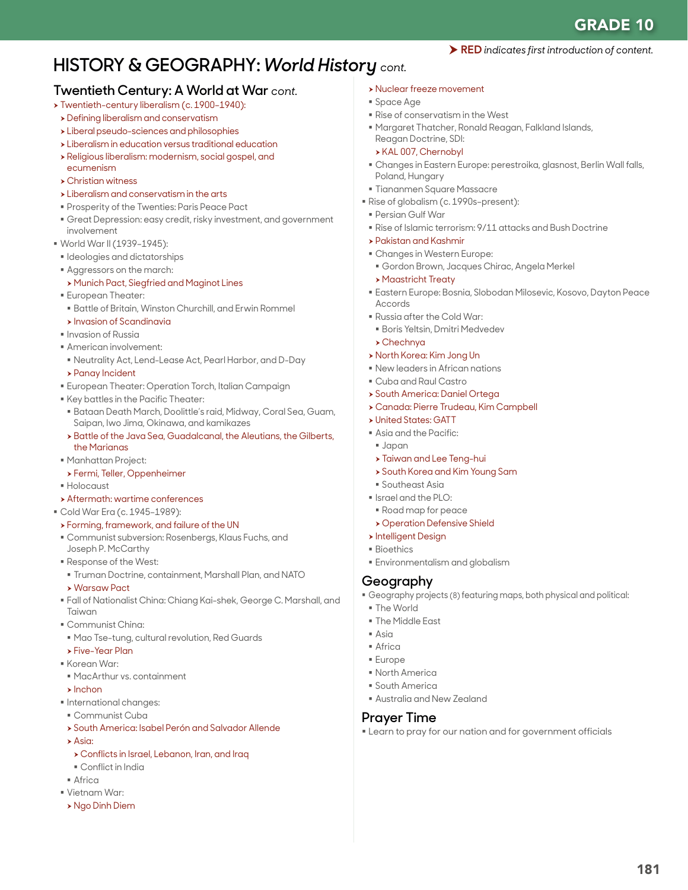GRADE 10

➤ **RED** *indicates first introduction of content.*

# HISTORY & GEOGRAPHY: *World History* cont.

## Twentieth Century: A World at War cont.

- ➤ Twentieth-century liberalism (c. 1900–1940):
  - ➤ Defining liberalism and conservatism
  - ➤ Liberal pseudo-sciences and philosophies
  - ➤ Liberalism in education versus traditional education
  - ➤ Religious liberalism: modernism, social gospel, and ecumenism
  - ➤ Christian witness
  - ➤ Liberalism and conservatism in the arts
  - Prosperity of the Twenties: Paris Peace Pact
  - Great Depression: easy credit, risky investment, and government involvement
- World War II (1939–1945):
  - Ideologies and dictatorships
  - Aggressors on the march:
    - ➤ Munich Pact, Siegfried and Maginot Lines
  - European Theater:
    - Battle of Britain, Winston Churchill, and Erwin Rommel
    - ➤ Invasion of Scandinavia
  - Invasion of Russia
  - American involvement:
    - Neutrality Act, Lend-Lease Act, Pearl Harbor, and D-Day
    - ➤ Panay Incident
  - European Theater: Operation Torch, Italian Campaign
  - Key battles in the Pacific Theater:
    - Bataan Death March, Doolittle's raid, Midway, Coral Sea, Guam, Saipan, Iwo Jima, Okinawa, and kamikazes
    - ➤ Battle of the Java Sea, Guadalcanal, the Aleutians, the Gilberts, the Marianas
  - Manhattan Project:
    - ➤ Fermi, Teller, Oppenheimer
  - Holocaust
  - ➤ Aftermath: wartime conferences
- Cold War Era (c. 1945–1989):
  - ➤ Forming, framework, and failure of the UN
  - Communist subversion: Rosenbergs, Klaus Fuchs, and Joseph P. McCarthy
  - Response of the West:
    - Truman Doctrine, containment, Marshall Plan, and NATO
    - ➤ Warsaw Pact
  - Fall of Nationalist China: Chiang Kai-shek, George C. Marshall, and Taiwan
  - Communist China:
    - Mao Tse-tung, cultural revolution, Red Guards
    - ➤ Five-Year Plan
  - Korean War:
    - MacArthur vs. containment
    - ➤ Inchon
  - International changes:
    - Communist Cuba
    - ➤ South America: Isabel Perón and Salvador Allende
    - ➤ Asia:
      - ➤ Conflicts in Israel, Lebanon, Iran, and Iraq
      - Conflict in India
    - Africa
  - Vietnam War:
    - ➤ Ngo Dinh Diem
  - ➤ Nuclear freeze movement
  - Space Age
  - Rise of conservatism in the West
  - Margaret Thatcher, Ronald Reagan, Falkland Islands, Reagan Doctrine, SDI:
    - ➤ KAL 007, Chernobyl
  - Changes in Eastern Europe: perestroika, glasnost, Berlin Wall falls, Poland, Hungary
  - Tiananmen Square Massacre
- Rise of globalism (c. 1990s–present):
  - Persian Gulf War
  - Rise of Islamic terrorism: 9/11 attacks and Bush Doctrine
  - ➤ Pakistan and Kashmir
  - Changes in Western Europe:
    - Gordon Brown, Jacques Chirac, Angela Merkel
    - ➤ Maastricht Treaty
  - Eastern Europe: Bosnia, Slobodan Milosevic, Kosovo, Dayton Peace Accords
  - Russia after the Cold War:
    - Boris Yeltsin, Dmitri Medvedev
    - ➤ Chechnya
  - ➤ North Korea: Kim Jong Un
  - New leaders in African nations
  - Cuba and Raul Castro
  - ➤ South America: Daniel Ortega
  - ➤ Canada: Pierre Trudeau, Kim Campbell
  - ➤ United States: GATT
  - Asia and the Pacific:
    - Japan
    - ➤ Taiwan and Lee Teng-hui
    - ➤ South Korea and Kim Young Sam
    - Southeast Asia
  - Israel and the PLO:
    - Road map for peace
    - ➤ Operation Defensive Shield
  - ➤ Intelligent Design
  - Bioethics
  - Environmentalism and globalism

## Geography

- Geography projects (8) featuring maps, both physical and political:
  - The World
  - The Middle East
  - Asia
  - Africa
  - Europe
  - North America
  - South America
  - Australia and New Zealand

## Prayer Time

- Learn to pray for our nation and for government officials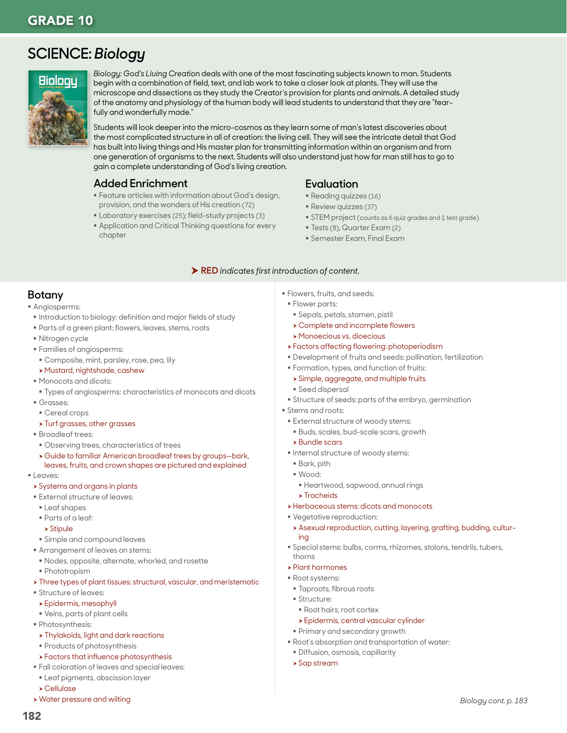# GRADE 10

## SCIENCE: *Biology*

*Biology: God's Living Creation* deals with one of the most fascinating subjects known to man. Students begin with a combination of field, text, and lab work to take a closer look at plants. They will use the microscope and dissections as they study the Creator's provision for plants and animals. A detailed study of the anatomy and physiology of the human body will lead students to understand that they are "fearfully and wonderfully made."

Students will look deeper into the micro-cosmos as they learn some of man's latest discoveries about the most complicated structure in all of creation: the living cell. They will see the intricate detail that God has built into living things and His master plan for transmitting information within an organism and from one generation of organisms to the next. Students will also understand just how far man still has to go to gain a complete understanding of God's living creation.

### Added Enrichment

- Feature articles with information about God's design, provision, and the wonders of His creation (72)
- Laboratory exercises (25); field-study projects (3)
- Application and Critical Thinking questions for every chapter

### Evaluation

- Reading quizzes (16)
- Review quizzes (37)
- STEM project (counts as 6 quiz grades and 1 test grade)
- Tests (8), Quarter Exam (2)
- Semester Exam, Final Exam

➤ **RED** *indicates first introduction of content.*

### Botany

- Angiosperms:
  - Introduction to biology: definition and major fields of study
  - Parts of a green plant: flowers, leaves, stems, roots
  - Nitrogen cycle
  - Families of angiosperms:
    - Composite, mint, parsley, rose, pea, lily
    - ➤ Mustard, nightshade, cashew
  - Monocots and dicots:
    - Types of angiosperms: characteristics of monocots and dicots
  - Grasses:
    - Cereal crops
    - ➤ Turf grasses, other grasses
  - Broadleaf trees:
    - Observing trees, characteristics of trees
    - ➤ Guide to familiar American broadleaf trees by groups—bark, leaves, fruits, and crown shapes are pictured and explained
- Leaves:
  - ➤ Systems and organs in plants
  - External structure of leaves:
    - Leaf shapes
    - Parts of a leaf:
      - ➤ Stipule
    - Simple and compound leaves
  - Arrangement of leaves on stems:
    - Nodes, opposite, alternate, whorled, and rosette
    - Phototropism
  - ➤ Three types of plant tissues: structural, vascular, and meristematic
  - Structure of leaves:
    - ➤ Epidermis, mesophyll
    - Veins, parts of plant cells
  - Photosynthesis:
    - ➤ Thylakoids, light and dark reactions
    - Products of photosynthesis
    - ➤ Factors that influence photosynthesis
  - Fall coloration of leaves and special leaves:
    - Leaf pigments, abscission layer
    - ➤ Cellulase
  - ➤ Water pressure and wilting
- Flowers, fruits, and seeds:
  - Flower parts:
    - Sepals, petals, stamen, pistil
    - ➤ Complete and incomplete flowers
    - ➤ Monoecious vs. dioecious
  - ➤ Factors affecting flowering: photoperiodism
  - Development of fruits and seeds: pollination, fertilization
  - Formation, types, and function of fruits:
    - ➤ Simple, aggregate, and multiple fruits
    - Seed dispersal
  - Structure of seeds: parts of the embryo, germination
- Stems and roots:
  - External structure of woody stems:
    - Buds, scales, bud-scale scars, growth
    - ➤ Bundle scars
  - Internal structure of woody stems:
    - Bark, pith
    - Wood:
      - Heartwood, sapwood, annual rings
      - ➤ Tracheids
  - ➤ Herbaceous stems: dicots and monocots
  - Vegetative reproduction:
    - ➤ Asexual reproduction, cutting, layering, grafting, budding, culturing
  - Special stems: bulbs, corms, rhizomes, stolons, tendrils, tubers, thorns
  - ➤ Plant hormones
  - Root systems:
    - Taproots, fibrous roots
    - Structure:
      - Root hairs, root cortex
      - ➤ Epidermis, central vascular cylinder
    - Primary and secondary growth
  - Root's absorption and transportation of water:
    - Diffusion, osmosis, capillarity
    - ➤ Sap stream

*Biology cont. p. 183*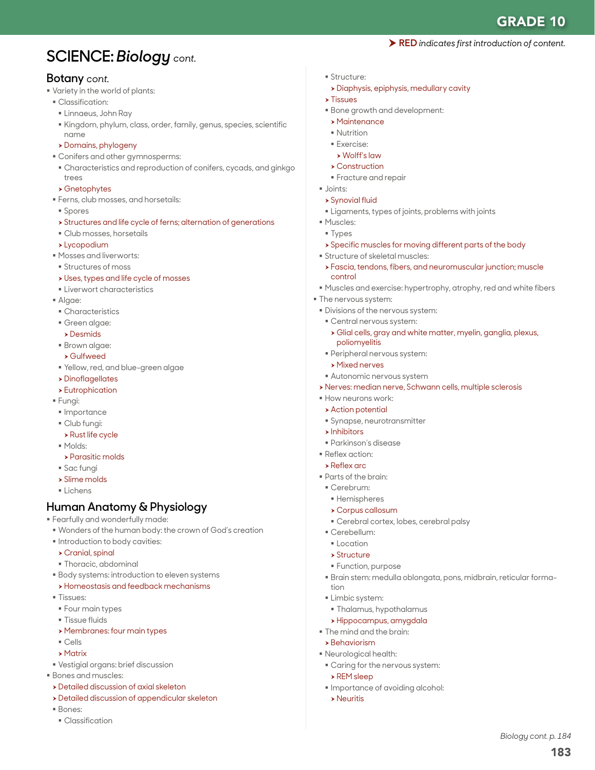➤ **RED** *indicates first introduction of content.*

# SCIENCE: *Biology* cont.

## Botany cont.

- Variety in the world of plants:
  - Classification:
    - Linnaeus, John Ray
    - Kingdom, phylum, class, order, family, genus, species, scientific name
    - ➤ Domains, phylogeny
  - Conifers and other gymnosperms:
    - Characteristics and reproduction of conifers, cycads, and ginkgo trees
    - ➤ Gnetophytes
  - Ferns, club mosses, and horsetails:
    - Spores
    - ➤ Structures and life cycle of ferns; alternation of generations
    - Club mosses, horsetails
    - ➤ Lycopodium
  - Mosses and liverworts:
    - Structures of moss
    - ➤ Uses, types and life cycle of mosses
    - Liverwort characteristics
  - Algae:
    - Characteristics
    - Green algae:
      - ➤ Desmids
    - Brown algae:
      - ➤ Gulfweed
    - Yellow, red, and blue-green algae
    - ➤ Dinoflagellates
    - ➤ Eutrophication
  - Fungi:
    - Importance
    - Club fungi:
      - ➤ Rust life cycle
    - Molds:
      - ➤ Parasitic molds
    - Sac fungi
    - ➤ Slime molds
    - Lichens

## Human Anatomy & Physiology

- Fearfully and wonderfully made:
  - Wonders of the human body: the crown of God's creation
  - Introduction to body cavities:
    - ➤ Cranial, spinal
    - Thoracic, abdominal
  - Body systems: introduction to eleven systems
    - ➤ Homeostasis and feedback mechanisms
  - Tissues:
    - Four main types
    - Tissue fluids
    - ➤ Membranes: four main types
    - Cells
    - ➤ Matrix
  - Vestigial organs: brief discussion
- Bones and muscles:
  - ➤ Detailed discussion of axial skeleton
  - ➤ Detailed discussion of appendicular skeleton
  - Bones:
    - Classification
    - Structure:
      - ➤ Diaphysis, epiphysis, medullary cavity
    - ➤ Tissues
    - Bone growth and development:
      - ➤ Maintenance
      - Nutrition
      - Exercise:
        - ➤ Wolff's law
      - ➤ Construction
      - Fracture and repair
  - Joints:
    - ➤ Synovial fluid
    - Ligaments, types of joints, problems with joints
  - Muscles:
    - Types
    - ➤ Specific muscles for moving different parts of the body
  - Structure of skeletal muscles:
    - ➤ Fascia, tendons, fibers, and neuromuscular junction; muscle control
  - Muscles and exercise: hypertrophy, atrophy, red and white fibers
- The nervous system:
  - Divisions of the nervous system:
    - Central nervous system:
      - ➤ Glial cells, gray and white matter, myelin, ganglia, plexus, poliomyelitis
    - Peripheral nervous system:
      - ➤ Mixed nerves
    - Autonomic nervous system
  - ➤ Nerves: median nerve, Schwann cells, multiple sclerosis
  - How neurons work:
    - ➤ Action potential
    - Synapse, neurotransmitter
    - ➤ Inhibitors
    - Parkinson's disease
  - Reflex action:
    - ➤ Reflex arc
  - Parts of the brain:
    - Cerebrum:
      - Hemispheres
      - ➤ Corpus callosum
      - Cerebral cortex, lobes, cerebral palsy
    - Cerebellum:
      - Location
      - ➤ Structure
      - Function, purpose
    - Brain stem: medulla oblongata, pons, midbrain, reticular formation
    - Limbic system:
      - Thalamus, hypothalamus
      - ➤ Hippocampus, amygdala
  - The mind and the brain:
    - ➤ Behaviorism
  - Neurological health:
    - Caring for the nervous system:
      - ➤ REM sleep
    - Importance of avoiding alcohol:
      - ➤ Neuritis

*Biology cont. p. 184*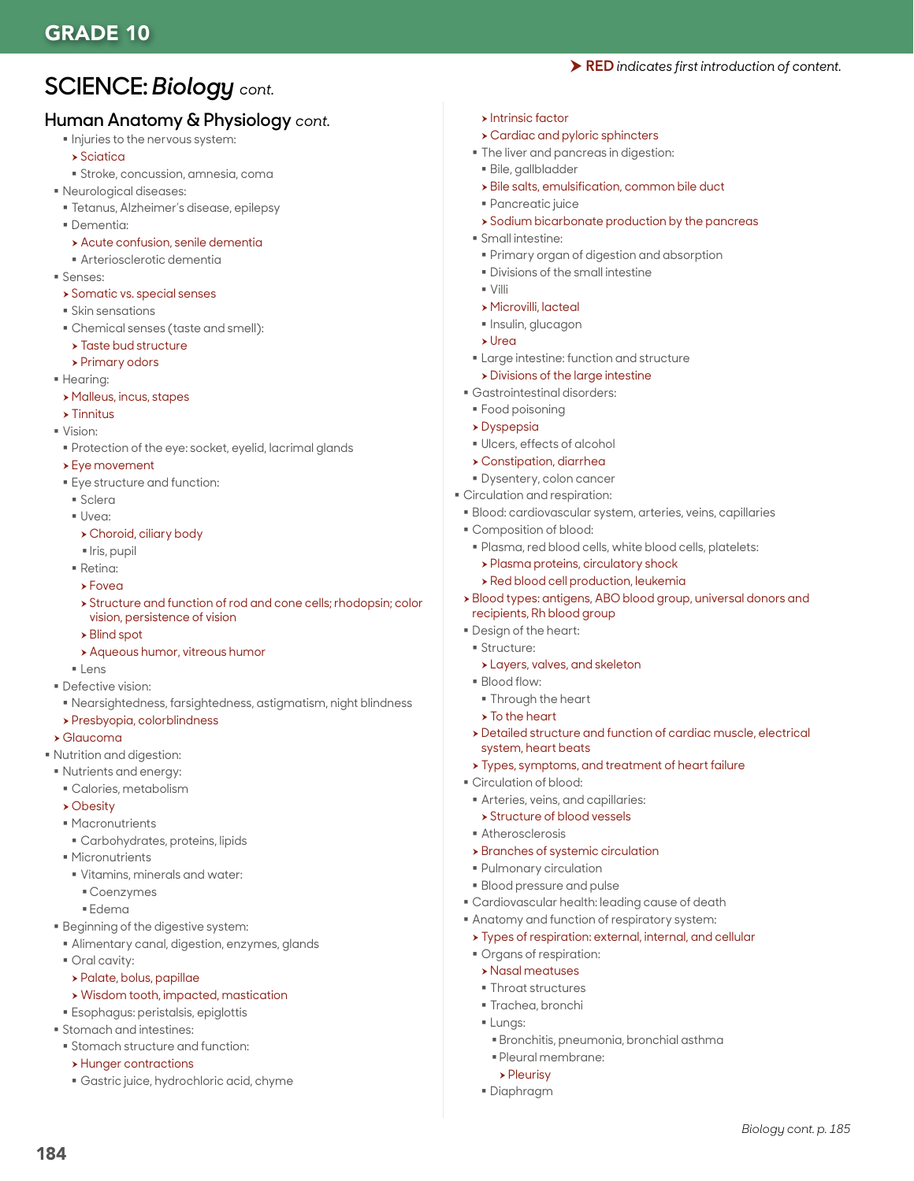# GRADE 10

➤ **RED** *indicates first introduction of content.*

## SCIENCE: *Biology* *cont.*

### Human Anatomy & Physiology *cont.*

- Injuries to the nervous system:
  - ➤ Sciatica
  - Stroke, concussion, amnesia, coma
- Neurological diseases:
  - Tetanus, Alzheimer's disease, epilepsy
  - Dementia:
    - ➤ Acute confusion, senile dementia
    - Arteriosclerotic dementia
- Senses:
  - ➤ Somatic vs. special senses
  - Skin sensations
  - Chemical senses (taste and smell):
    - ➤ Taste bud structure
    - ➤ Primary odors
- Hearing:
  - ➤ Malleus, incus, stapes
  - ➤ Tinnitus
- Vision:
  - Protection of the eye: socket, eyelid, lacrimal glands
  - ➤ Eye movement
  - Eye structure and function:
    - Sclera
    - Uvea:
      - ➤ Choroid, ciliary body
      - Iris, pupil
    - Retina:
      - ➤ Fovea
      - ➤ Structure and function of rod and cone cells; rhodopsin; color vision, persistence of vision
      - ➤ Blind spot
      - ➤ Aqueous humor, vitreous humor
    - Lens
- Defective vision:
  - Nearsightedness, farsightedness, astigmatism, night blindness
  - ➤ Presbyopia, colorblindness
- ➤ Glaucoma
- Nutrition and digestion:
  - Nutrients and energy:
    - Calories, metabolism
    - ➤ Obesity
    - Macronutrients
      - Carbohydrates, proteins, lipids
    - Micronutrients
      - Vitamins, minerals and water:
        - Coenzymes
        - Edema
  - Beginning of the digestive system:
    - Alimentary canal, digestion, enzymes, glands
    - Oral cavity:
      - ➤ Palate, bolus, papillae
      - ➤ Wisdom tooth, impacted, mastication
    - Esophagus: peristalsis, epiglottis
  - Stomach and intestines:
    - Stomach structure and function:
      - ➤ Hunger contractions
      - Gastric juice, hydrochloric acid, chyme
      - ➤ Intrinsic factor
      - ➤ Cardiac and pyloric sphincters
    - The liver and pancreas in digestion:
      - Bile, gallbladder
      - ➤ Bile salts, emulsification, common bile duct
      - Pancreatic juice
      - ➤ Sodium bicarbonate production by the pancreas
    - Small intestine:
      - Primary organ of digestion and absorption
      - Divisions of the small intestine
      - Villi
      - ➤ Microvilli, lacteal
      - Insulin, glucagon
      - ➤ Urea
    - Large intestine: function and structure
      - ➤ Divisions of the large intestine
  - Gastrointestinal disorders:
    - Food poisoning
    - ➤ Dyspepsia
    - Ulcers, effects of alcohol
    - ➤ Constipation, diarrhea
    - Dysentery, colon cancer
- Circulation and respiration:
  - Blood: cardiovascular system, arteries, veins, capillaries
  - Composition of blood:
    - Plasma, red blood cells, white blood cells, platelets:
      - ➤ Plasma proteins, circulatory shock
      - ➤ Red blood cell production, leukemia
  - ➤ Blood types: antigens, ABO blood group, universal donors and recipients, Rh blood group
  - Design of the heart:
    - Structure:
      - ➤ Layers, valves, and skeleton
    - Blood flow:
      - Through the heart
      - ➤ To the heart
    - ➤ Detailed structure and function of cardiac muscle, electrical system, heart beats
    - ➤ Types, symptoms, and treatment of heart failure
  - Circulation of blood:
    - Arteries, veins, and capillaries:
      - ➤ Structure of blood vessels
    - Atherosclerosis
    - ➤ Branches of systemic circulation
    - Pulmonary circulation
    - Blood pressure and pulse
  - Cardiovascular health: leading cause of death
  - Anatomy and function of respiratory system:
    - ➤ Types of respiration: external, internal, and cellular
    - Organs of respiration:
      - ➤ Nasal meatuses
      - Throat structures
      - Trachea, bronchi
      - Lungs:
        - Bronchitis, pneumonia, bronchial asthma
        - Pleural membrane:
          - ➤ Pleurisy
      - Diaphragm

*Biology cont. p. 185*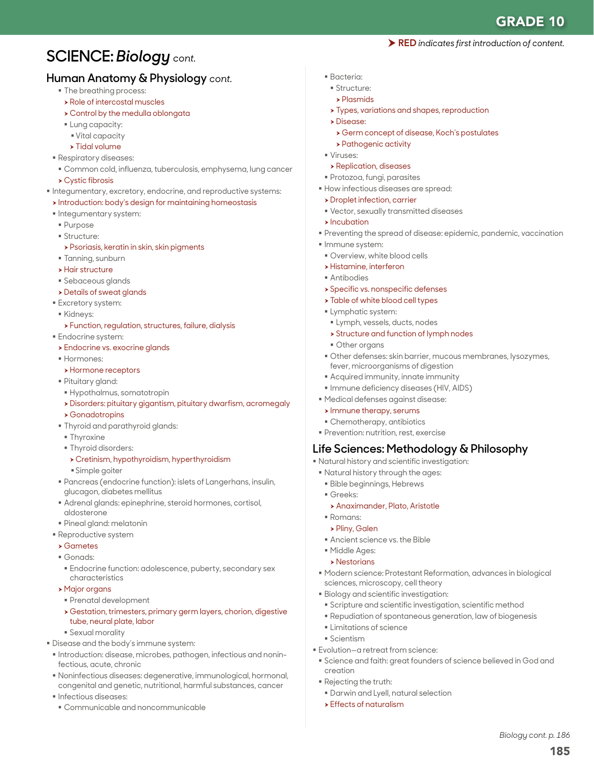GRADE 10

➤ **RED** *indicates first introduction of content.*

# SCIENCE: *Biology* cont.

## Human Anatomy & Physiology *cont.*

- The breathing process:
  - ➤ Role of intercostal muscles
  - ➤ Control by the medulla oblongata
  - Lung capacity:
    - Vital capacity
    - ➤ Tidal volume
- Respiratory diseases:
  - Common cold, influenza, tuberculosis, emphysema, lung cancer
  - ➤ Cystic fibrosis
- Integumentary, excretory, endocrine, and reproductive systems:
  - ➤ Introduction: body's design for maintaining homeostasis
  - Integumentary system:
    - Purpose
    - Structure:
      - ➤ Psoriasis, keratin in skin, skin pigments
    - Tanning, sunburn
    - ➤ Hair structure
    - Sebaceous glands
    - ➤ Details of sweat glands
  - Excretory system:
    - Kidneys:
      - ➤ Function, regulation, structures, failure, dialysis
  - Endocrine system:
    - ➤ Endocrine vs. exocrine glands
    - Hormones:
      - ➤ Hormone receptors
    - Pituitary gland:
      - Hypothalmus, somatotropin
      - ➤ Disorders: pituitary gigantism, pituitary dwarfism, acromegaly
      - ➤ Gonadotropins
    - Thyroid and parathyroid glands:
      - Thyroxine
      - Thyroid disorders:
        - ➤ Cretinism, hypothyroidism, hyperthyroidism
        - Simple goiter
    - Pancreas (endocrine function): islets of Langerhans, insulin, glucagon, diabetes mellitus
    - Adrenal glands: epinephrine, steroid hormones, cortisol, aldosterone
    - Pineal gland: melatonin
  - Reproductive system
    - ➤ Gametes
    - Gonads:
      - Endocrine function: adolescence, puberty, secondary sex characteristics
    - ➤ Major organs
      - Prenatal development
      - ➤ Gestation, trimesters, primary germ layers, chorion, digestive tube, neural plate, labor
      - Sexual morality
- Disease and the body's immune system:
  - Introduction: disease, microbes, pathogen, infectious and noninfectious, acute, chronic
  - Noninfectious diseases: degenerative, immunological, hormonal, congenital and genetic, nutritional, harmful substances, cancer
  - Infectious diseases:
    - Communicable and noncommunicable
    - Bacteria:
      - Structure:
        - ➤ Plasmids
      - ➤ Types, variations and shapes, reproduction
      - ➤ Disease:
        - ➤ Germ concept of disease, Koch's postulates
        - ➤ Pathogenic activity
    - Viruses:
      - ➤ Replication, diseases
    - Protozoa, fungi, parasites
  - How infectious diseases are spread:
    - ➤ Droplet infection, carrier
    - Vector, sexually transmitted diseases
    - ➤ Incubation
  - Preventing the spread of disease: epidemic, pandemic, vaccination
  - Immune system:
    - Overview, white blood cells
    - ➤ Histamine, interferon
    - Antibodies
    - ➤ Specific vs. nonspecific defenses
    - ➤ Table of white blood cell types
    - Lymphatic system:
      - Lymph, vessels, ducts, nodes
      - ➤ Structure and function of lymph nodes
      - Other organs
    - Other defenses: skin barrier, mucous membranes, lysozymes, fever, microorganisms of digestion
    - Acquired immunity, innate immunity
    - Immune deficiency diseases (HIV, AIDS)
  - Medical defenses against disease:
    - ➤ Immune therapy, serums
    - Chemotherapy, antibiotics
  - Prevention: nutrition, rest, exercise

## Life Sciences: Methodology & Philosophy

- Natural history and scientific investigation:
  - Natural history through the ages:
    - Bible beginnings, Hebrews
    - Greeks:
      - ➤ Anaximander, Plato, Aristotle
    - Romans:
      - ➤ Pliny, Galen
    - Ancient science vs. the Bible
    - Middle Ages:
      - ➤ Nestorians
  - Modern science: Protestant Reformation, advances in biological sciences, microscopy, cell theory
  - Biology and scientific investigation:
    - Scripture and scientific investigation, scientific method
    - Repudiation of spontaneous generation, law of biogenesis
    - Limitations of science
    - Scientism
- Evolution—a retreat from science:
  - Science and faith: great founders of science believed in God and creation
  - Rejecting the truth:
    - Darwin and Lyell, natural selection
  - ➤ Effects of naturalism

*Biology cont. p. 186*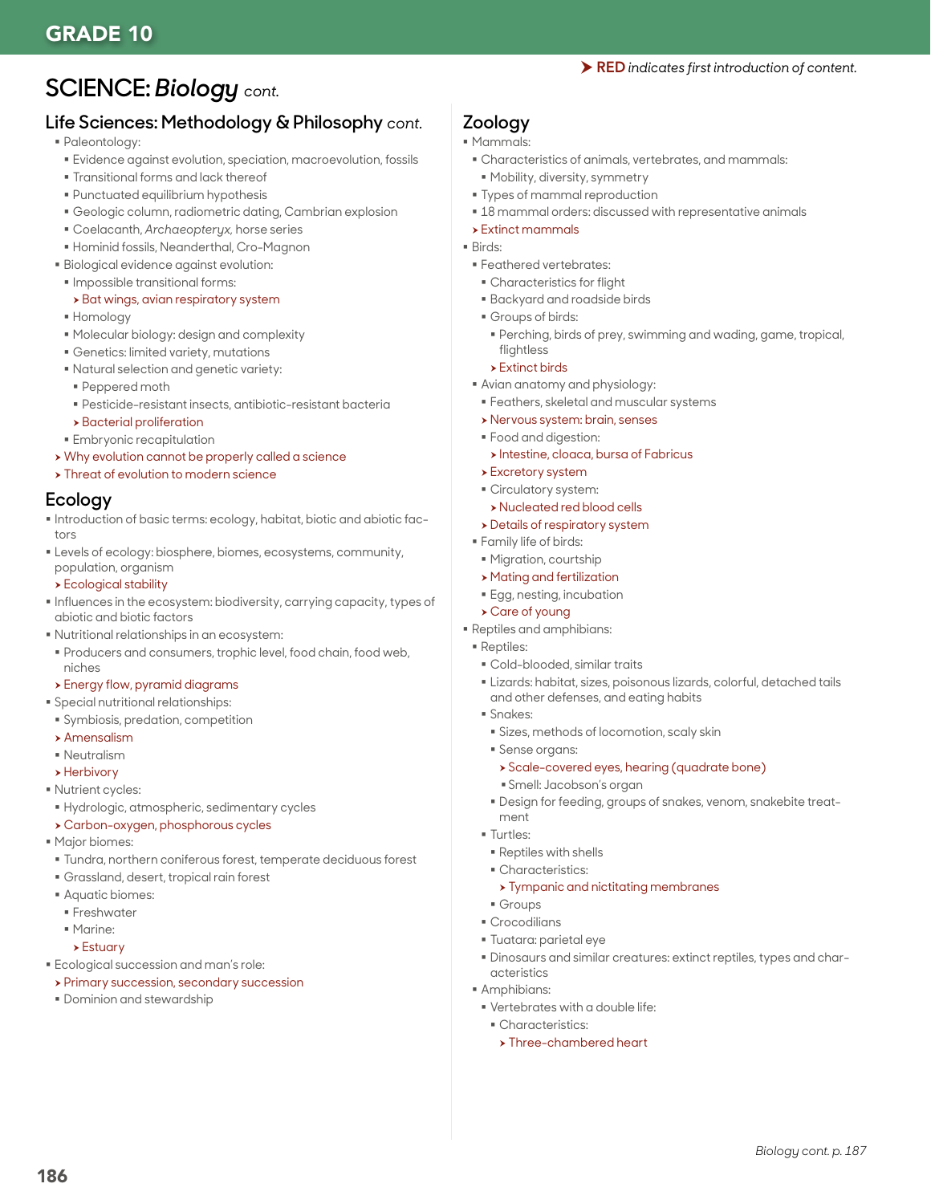➤ **RED** *indicates first introduction of content.*

# SCIENCE: *Biology* *cont.*

## Life Sciences: Methodology & Philosophy *cont.*

- Paleontology:
  - Evidence against evolution, speciation, macroevolution, fossils
  - Transitional forms and lack thereof
  - Punctuated equilibrium hypothesis
  - Geologic column, radiometric dating, Cambrian explosion
  - Coelacanth, *Archaeopteryx,* horse series
  - Hominid fossils, Neanderthal, Cro-Magnon
- Biological evidence against evolution:
  - Impossible transitional forms:
    - ➤ Bat wings, avian respiratory system
  - Homology
  - Molecular biology: design and complexity
  - Genetics: limited variety, mutations
  - Natural selection and genetic variety:
    - Peppered moth
    - Pesticide-resistant insects, antibiotic-resistant bacteria
    - ➤ Bacterial proliferation
  - Embryonic recapitulation
- ➤ Why evolution cannot be properly called a science
- ➤ Threat of evolution to modern science

## Ecology

- Introduction of basic terms: ecology, habitat, biotic and abiotic factors
- Levels of ecology: biosphere, biomes, ecosystems, community, population, organism
- ➤ Ecological stability
- Influences in the ecosystem: biodiversity, carrying capacity, types of abiotic and biotic factors
- Nutritional relationships in an ecosystem:
  - Producers and consumers, trophic level, food chain, food web, niches
  - ➤ Energy flow, pyramid diagrams
- Special nutritional relationships:
  - Symbiosis, predation, competition
  - ➤ Amensalism
  - Neutralism
  - ➤ Herbivory
- Nutrient cycles:
  - Hydrologic, atmospheric, sedimentary cycles
  - ➤ Carbon-oxygen, phosphorous cycles
- Major biomes:
  - Tundra, northern coniferous forest, temperate deciduous forest
  - Grassland, desert, tropical rain forest
  - Aquatic biomes:
    - Freshwater
    - Marine:
      - ➤ Estuary
- Ecological succession and man's role:
  - ➤ Primary succession, secondary succession
  - Dominion and stewardship

## Zoology

- Mammals:
  - Characteristics of animals, vertebrates, and mammals:
    - Mobility, diversity, symmetry
  - Types of mammal reproduction
  - 18 mammal orders: discussed with representative animals
  - ➤ Extinct mammals
- Birds:
  - Feathered vertebrates:
    - Characteristics for flight
    - Backyard and roadside birds
    - Groups of birds:
      - Perching, birds of prey, swimming and wading, game, tropical, flightless
      - ➤ Extinct birds
  - Avian anatomy and physiology:
    - Feathers, skeletal and muscular systems
    - ➤ Nervous system: brain, senses
    - Food and digestion:
      - ➤ Intestine, cloaca, bursa of Fabricus
    - ➤ Excretory system
    - Circulatory system:
      - ➤ Nucleated red blood cells
    - ➤ Details of respiratory system
  - Family life of birds:
    - Migration, courtship
    - ➤ Mating and fertilization
    - Egg, nesting, incubation
    - ➤ Care of young
- Reptiles and amphibians:
  - Reptiles:
    - Cold-blooded, similar traits
    - Lizards: habitat, sizes, poisonous lizards, colorful, detached tails and other defenses, and eating habits
    - Snakes:
      - Sizes, methods of locomotion, scaly skin
      - Sense organs:
        - ➤ Scale-covered eyes, hearing (quadrate bone)
        - Smell: Jacobson's organ
      - Design for feeding, groups of snakes, venom, snakebite treatment
    - Turtles:
      - Reptiles with shells
      - Characteristics:
        - ➤ Tympanic and nictitating membranes
      - Groups
    - Crocodilians
    - Tuatara: parietal eye
    - Dinosaurs and similar creatures: extinct reptiles, types and characteristics
  - Amphibians:
    - Vertebrates with a double life:
      - Characteristics:
        - ➤ Three-chambered heart

*Biology cont. p. 187*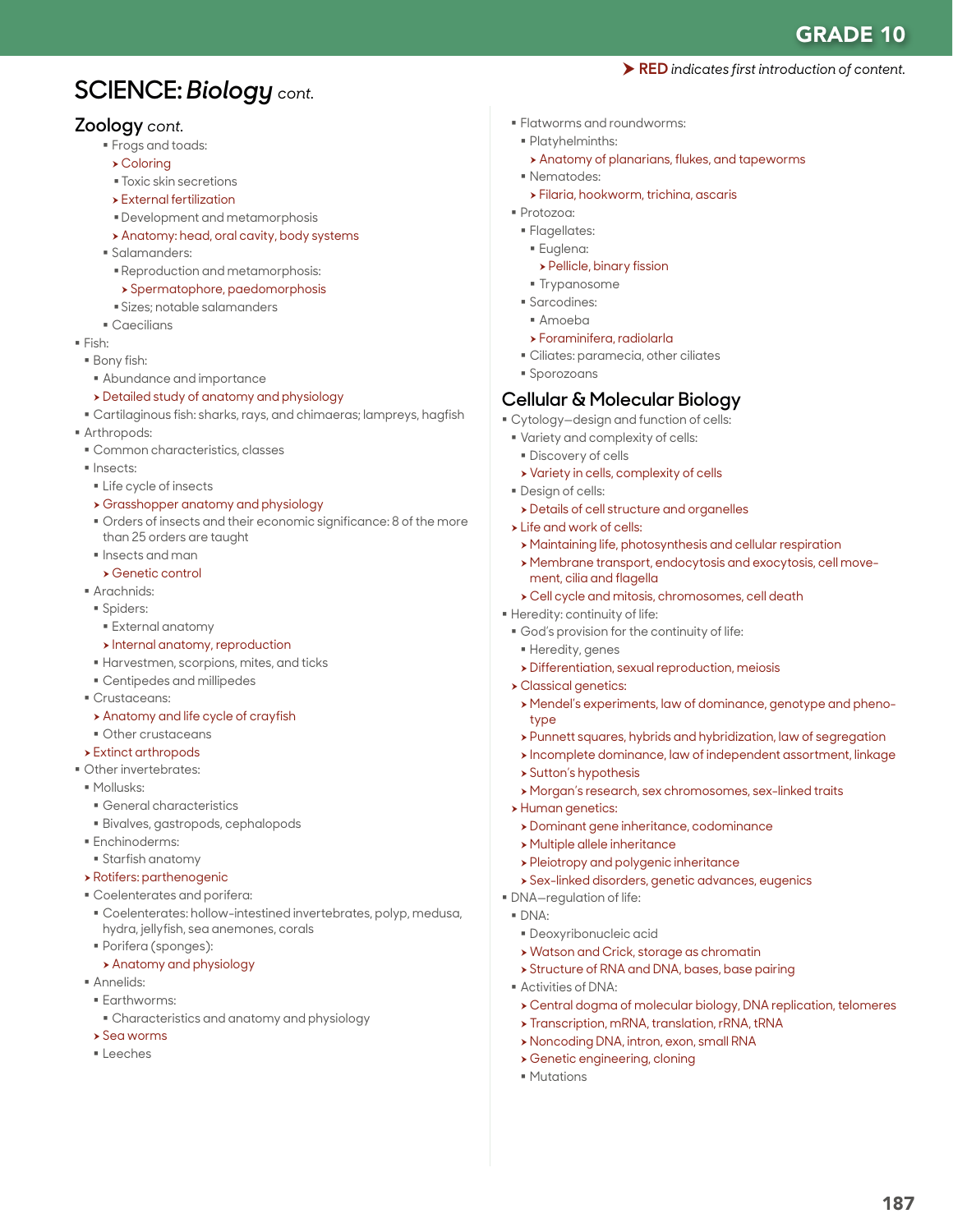> ➤ **RED** *indicates first introduction of content.*

# SCIENCE: *Biology* cont.

## Zoology cont.

- Frogs and toads:
  - ➤ Coloring
  - Toxic skin secretions
  - ➤ External fertilization
  - Development and metamorphosis
  - ➤ Anatomy: head, oral cavity, body systems
- Salamanders:
  - Reproduction and metamorphosis:
    - ➤ Spermatophore, paedomorphosis
  - Sizes; notable salamanders
- Caecilians
- Fish:
  - Bony fish:
    - Abundance and importance
    - ➤ Detailed study of anatomy and physiology
  - Cartilaginous fish: sharks, rays, and chimaeras; lampreys, hagfish
- Arthropods:
  - Common characteristics, classes
  - Insects:
    - Life cycle of insects
    - ➤ Grasshopper anatomy and physiology
    - Orders of insects and their economic significance: 8 of the more than 25 orders are taught
    - Insects and man
      - ➤ Genetic control
  - Arachnids:
    - Spiders:
      - External anatomy
      - ➤ Internal anatomy, reproduction
    - Harvestmen, scorpions, mites, and ticks
    - Centipedes and millipedes
  - Crustaceans:
    - ➤ Anatomy and life cycle of crayfish
    - Other crustaceans
  - ➤ Extinct arthropods
- Other invertebrates:
  - Mollusks:
    - General characteristics
    - Bivalves, gastropods, cephalopods
  - Enchinoderms:
    - Starfish anatomy
  - ➤ Rotifers: parthenogenic
  - Coelenterates and porifera:
    - Coelenterates: hollow-intestined invertebrates, polyp, medusa, hydra, jellyfish, sea anemones, corals
    - Porifera (sponges):
      - ➤ Anatomy and physiology
  - Annelids:
    - Earthworms:
      - Characteristics and anatomy and physiology
    - ➤ Sea worms
    - Leeches
  - Flatworms and roundworms:
    - Platyhelminths:
      - ➤ Anatomy of planarians, flukes, and tapeworms
    - Nematodes:
      - ➤ Filaria, hookworm, trichina, ascaris
  - Protozoa:
    - Flagellates:
      - Euglena:
        - ➤ Pellicle, binary fission
      - Trypanosome
    - Sarcodines:
      - Amoeba
      - ➤ Foraminifera, radiolarla
    - Ciliates: paramecia, other ciliates
    - Sporozoans

## Cellular & Molecular Biology

- Cytology—design and function of cells:
  - Variety and complexity of cells:
    - Discovery of cells
    - ➤ Variety in cells, complexity of cells
  - Design of cells:
    - ➤ Details of cell structure and organelles
  - ➤ Life and work of cells:
    - ➤ Maintaining life, photosynthesis and cellular respiration
    - ➤ Membrane transport, endocytosis and exocytosis, cell movement, cilia and flagella
    - ➤ Cell cycle and mitosis, chromosomes, cell death
- Heredity: continuity of life:
  - God's provision for the continuity of life:
    - Heredity, genes
    - ➤ Differentiation, sexual reproduction, meiosis
  - ➤ Classical genetics:
    - ➤ Mendel's experiments, law of dominance, genotype and phenotype
    - ➤ Punnett squares, hybrids and hybridization, law of segregation
    - ➤ Incomplete dominance, law of independent assortment, linkage
    - ➤ Sutton's hypothesis
    - ➤ Morgan's research, sex chromosomes, sex-linked traits
  - ➤ Human genetics:
    - ➤ Dominant gene inheritance, codominance
    - ➤ Multiple allele inheritance
    - ➤ Pleiotropy and polygenic inheritance
    - ➤ Sex-linked disorders, genetic advances, eugenics
- DNA—regulation of life:
  - DNA:
    - Deoxyribonucleic acid
    - ➤ Watson and Crick, storage as chromatin
    - ➤ Structure of RNA and DNA, bases, base pairing
  - Activities of DNA:
    - ➤ Central dogma of molecular biology, DNA replication, telomeres
    - ➤ Transcription, mRNA, translation, rRNA, tRNA
    - ➤ Noncoding DNA, intron, exon, small RNA
    - ➤ Genetic engineering, cloning
    - Mutations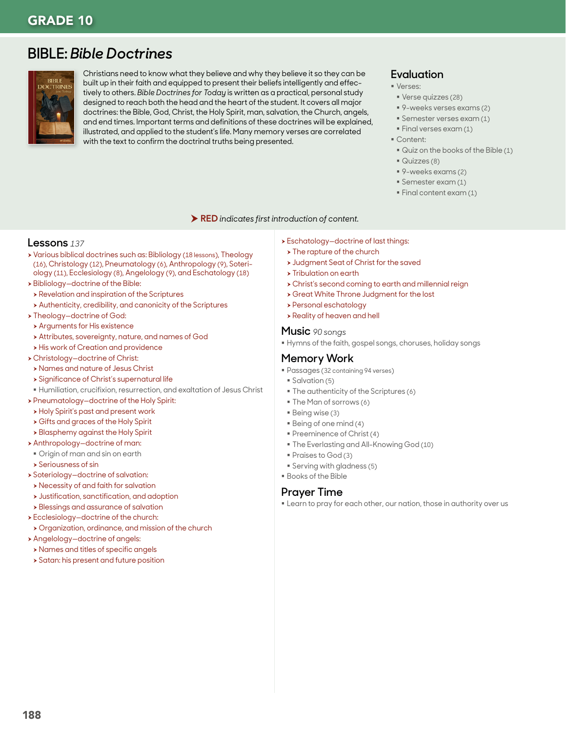# GRADE 10

## BIBLE: *Bible Doctrines*

Christians need to know what they believe and why they believe it so they can be built up in their faith and equipped to present their beliefs intelligently and effectively to others. *Bible Doctrines for Today* is written as a practical, personal study designed to reach both the head and the heart of the student. It covers all major doctrines: the Bible, God, Christ, the Holy Spirit, man, salvation, the Church, angels, and end times. Important terms and definitions of these doctrines will be explained, illustrated, and applied to the student's life. Many memory verses are correlated with the text to confirm the doctrinal truths being presented.

### Evaluation

- Verses:
  - Verse quizzes (28)
  - 9-weeks verses exams (2)
  - Semester verses exam (1)
  - Final verses exam (1)
- Content:
  - Quiz on the books of the Bible (1)
  - Quizzes (8)
  - 9-weeks exams (2)
  - Semester exam (1)
  - Final content exam (1)

➤ **RED** *indicates first introduction of content.*

### Lessons *137*

- ➤ Various biblical doctrines such as: Bibliology (18 lessons), Theology (16), Christology (12), Pneumatology (6), Anthropology (9), Soteriology (11), Ecclesiology (8), Angelology (9), and Eschatology (18)
- ➤ Bibliology—doctrine of the Bible:
  - ➤ Revelation and inspiration of the Scriptures
  - ➤ Authenticity, credibility, and canonicity of the Scriptures
- ➤ Theology—doctrine of God:
  - ➤ Arguments for His existence
  - ➤ Attributes, sovereignty, nature, and names of God
  - ➤ His work of Creation and providence
- ➤ Christology—doctrine of Christ:
  - ➤ Names and nature of Jesus Christ
  - ➤ Significance of Christ's supernatural life
  - Humiliation, crucifixion, resurrection, and exaltation of Jesus Christ
- ➤ Pneumatology—doctrine of the Holy Spirit:
  - ➤ Holy Spirit's past and present work
  - ➤ Gifts and graces of the Holy Spirit
  - ➤ Blasphemy against the Holy Spirit
- ➤ Anthropology—doctrine of man:
  - Origin of man and sin on earth
  - ➤ Seriousness of sin
- ➤ Soteriology—doctrine of salvation:
  - ➤ Necessity of and faith for salvation
  - ➤ Justification, sanctification, and adoption
  - ➤ Blessings and assurance of salvation
- ➤ Ecclesiology—doctrine of the church:
  - ➤ Organization, ordinance, and mission of the church
- ➤ Angelology—doctrine of angels:
  - ➤ Names and titles of specific angels
  - ➤ Satan: his present and future position
- ➤ Eschatology—doctrine of last things:
  - ➤ The rapture of the church
  - ➤ Judgment Seat of Christ for the saved
  - ➤ Tribulation on earth
  - ➤ Christ's second coming to earth and millennial reign
  - ➤ Great White Throne Judgment for the lost
  - ➤ Personal eschatology
  - ➤ Reality of heaven and hell

### Music *90 songs*

- Hymns of the faith, gospel songs, choruses, holiday songs

### Memory Work

- Passages (32 containing 94 verses)
  - Salvation (5)
  - The authenticity of the Scriptures (6)
  - The Man of sorrows (6)
  - Being wise (3)
  - Being of one mind (4)
  - Preeminence of Christ (4)
  - The Everlasting and All-Knowing God (10)
  - Praises to God (3)
  - Serving with gladness (5)
- Books of the Bible

### Prayer Time

- Learn to pray for each other, our nation, those in authority over us